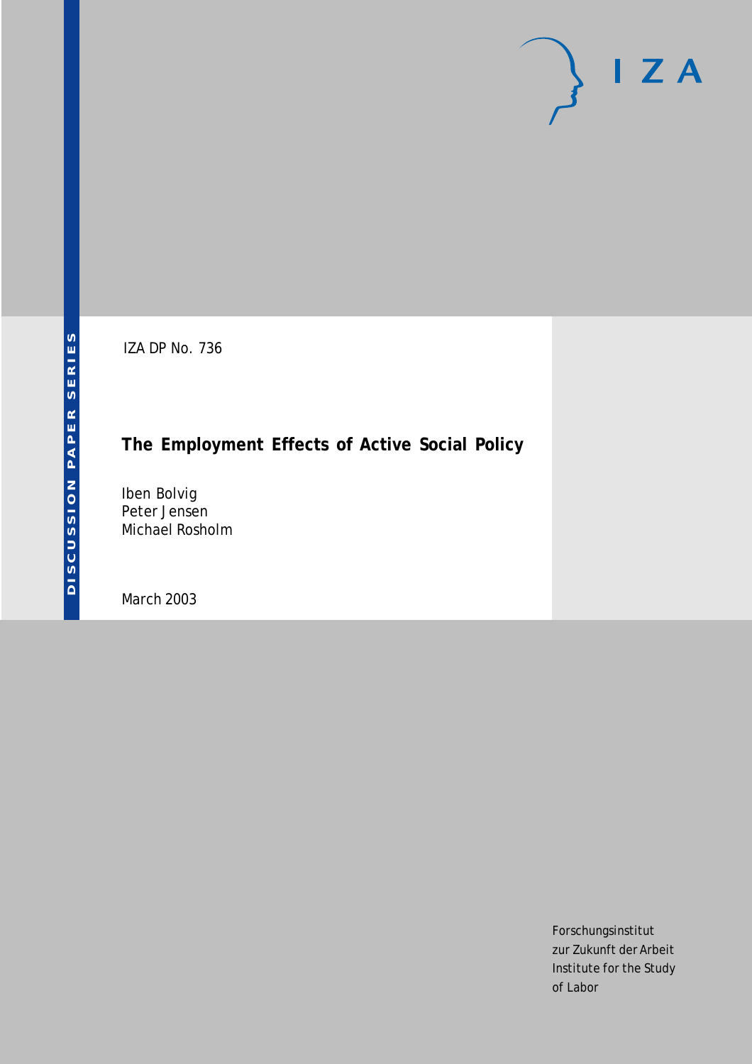IZA DP No. 736

# The Employment Effects of Active Social Policy

Iben Bolvig
Peter Jensen
Michael Rosholm

March 2003

Forschungsinstitut
zur Zukunft der Arbeit
Institute for the Study
of Labor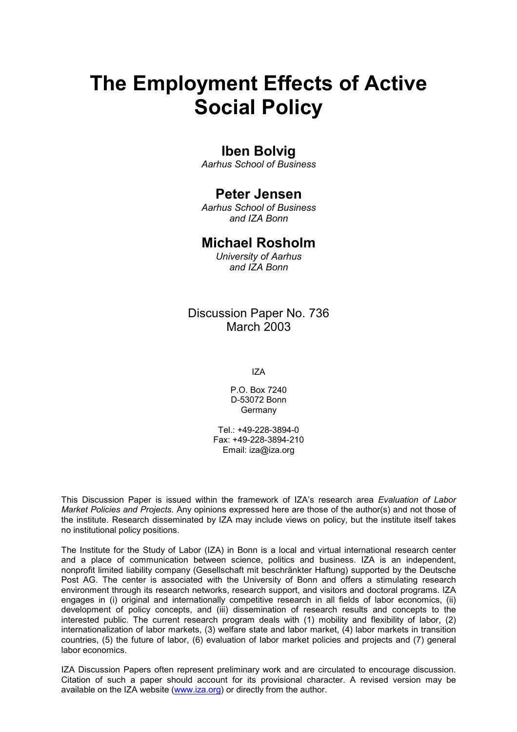# The Employment Effects of Active Social Policy

## Iben Bolvig

*Aarhus School of Business*

## Peter Jensen

*Aarhus School of Business*
*and IZA Bonn*

## Michael Rosholm

*University of Aarhus*
*and IZA Bonn*

Discussion Paper No. 736
March 2003

IZA

P.O. Box 7240
D-53072 Bonn
Germany

Tel.: +49-228-3894-0
Fax: +49-228-3894-210
Email: iza@iza.org

This Discussion Paper is issued within the framework of IZA's research area *Evaluation of Labor Market Policies and Projects.* Any opinions expressed here are those of the author(s) and not those of the institute. Research disseminated by IZA may include views on policy, but the institute itself takes no institutional policy positions.

The Institute for the Study of Labor (IZA) in Bonn is a local and virtual international research center and a place of communication between science, politics and business. IZA is an independent, nonprofit limited liability company (Gesellschaft mit beschränkter Haftung) supported by the Deutsche Post AG. The center is associated with the University of Bonn and offers a stimulating research environment through its research networks, research support, and visitors and doctoral programs. IZA engages in (i) original and internationally competitive research in all fields of labor economics, (ii) development of policy concepts, and (iii) dissemination of research results and concepts to the interested public. The current research program deals with (1) mobility and flexibility of labor, (2) internationalization of labor markets, (3) welfare state and labor market, (4) labor markets in transition countries, (5) the future of labor, (6) evaluation of labor market policies and projects and (7) general labor economics.

IZA Discussion Papers often represent preliminary work and are circulated to encourage discussion. Citation of such a paper should account for its provisional character. A revised version may be available on the IZA website (www.iza.org) or directly from the author.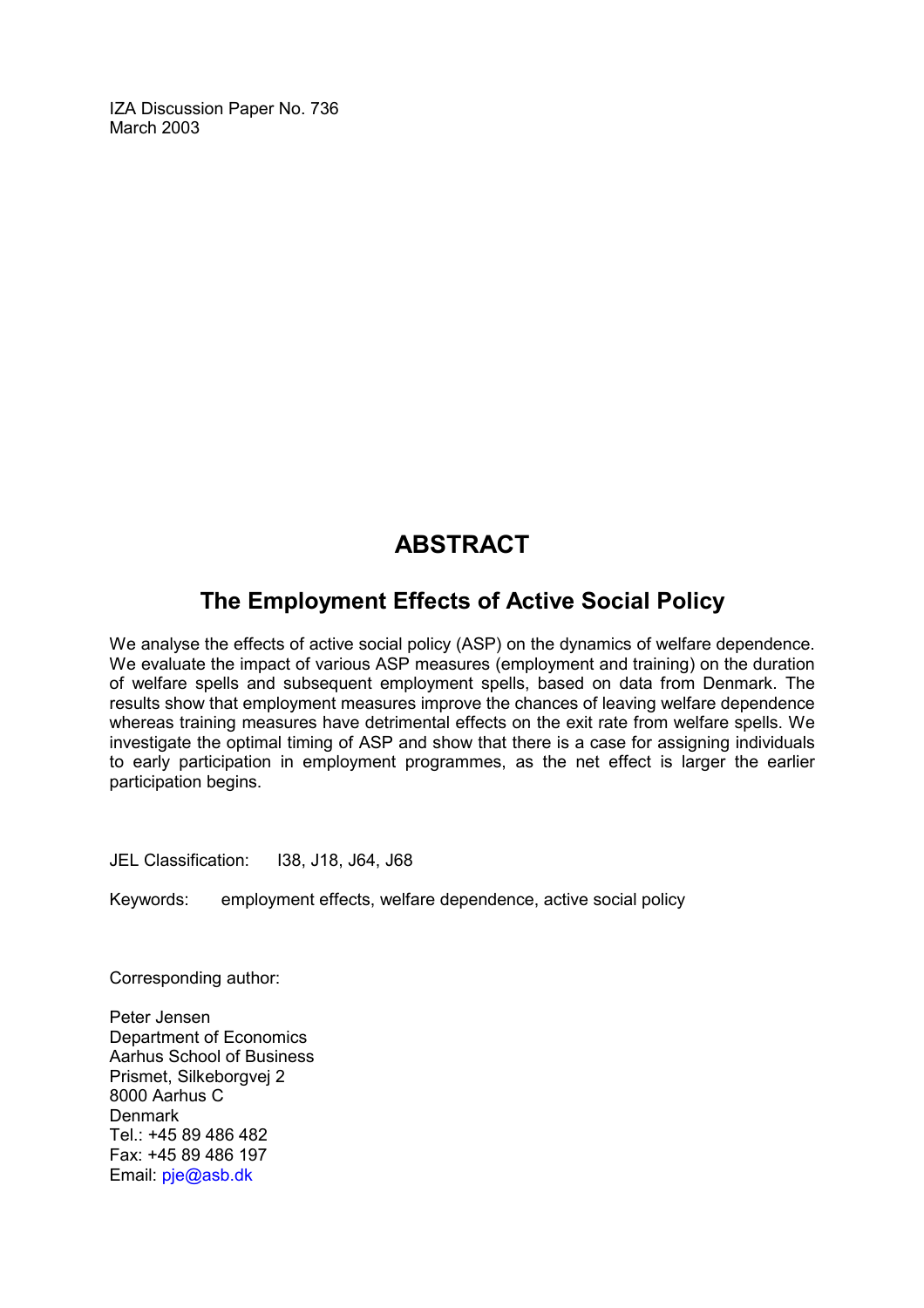IZA Discussion Paper No. 736
March 2003

# ABSTRACT

## The Employment Effects of Active Social Policy

We analyse the effects of active social policy (ASP) on the dynamics of welfare dependence. We evaluate the impact of various ASP measures (employment and training) on the duration of welfare spells and subsequent employment spells, based on data from Denmark. The results show that employment measures improve the chances of leaving welfare dependence whereas training measures have detrimental effects on the exit rate from welfare spells. We investigate the optimal timing of ASP and show that there is a case for assigning individuals to early participation in employment programmes, as the net effect is larger the earlier participation begins.

JEL Classification: I38, J18, J64, J68

Keywords: employment effects, welfare dependence, active social policy

Corresponding author:

Peter Jensen
Department of Economics
Aarhus School of Business
Prismet, Silkeborgvej 2
8000 Aarhus C
Denmark
Tel.: +45 89 486 482
Fax: +45 89 486 197
Email: pje@asb.dk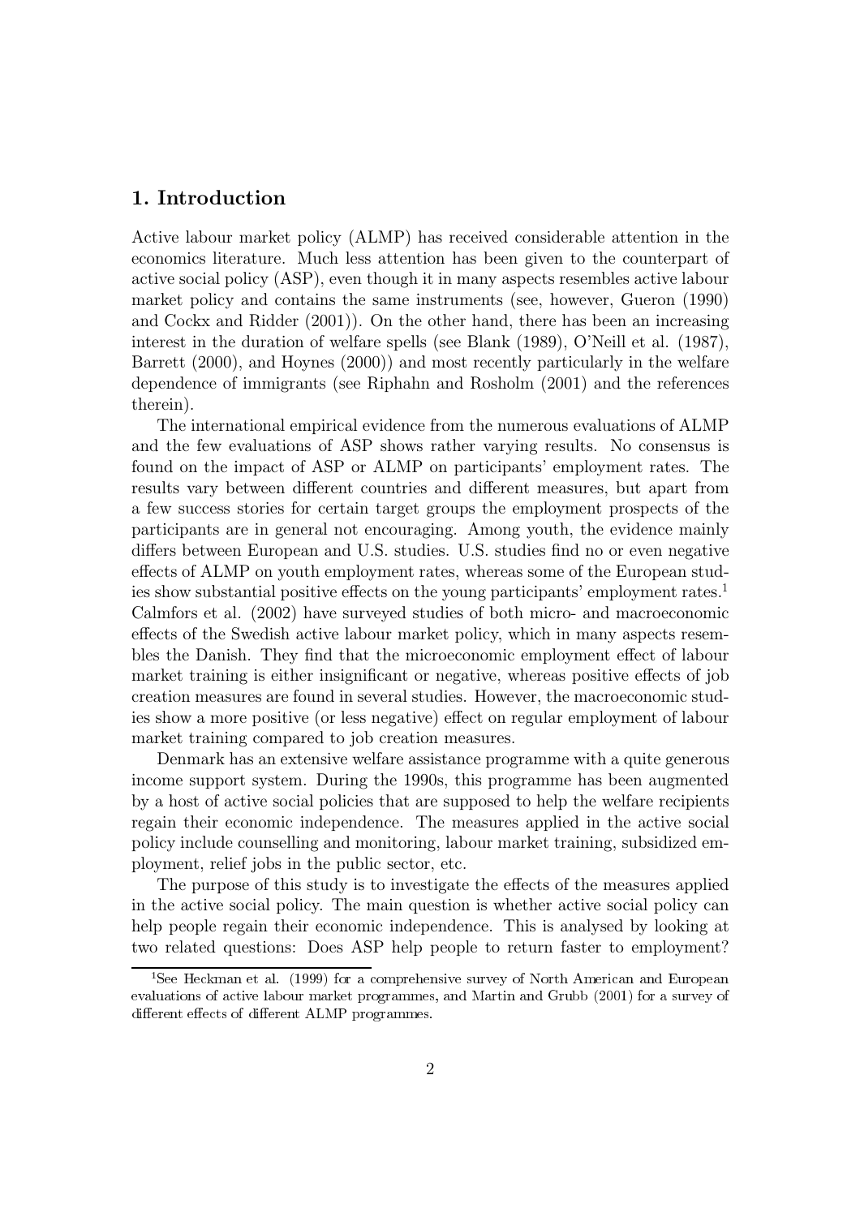## 1. Introduction

Active labour market policy (ALMP) has received considerable attention in the economics literature. Much less attention has been given to the counterpart of active social policy (ASP), even though it in many aspects resembles active labour market policy and contains the same instruments (see, however, Gueron (1990) and Cockx and Ridder (2001)). On the other hand, there has been an increasing interest in the duration of welfare spells (see Blank (1989), O'Neill et al. (1987), Barrett (2000), and Hoynes (2000)) and most recently particularly in the welfare dependence of immigrants (see Riphahn and Rosholm (2001) and the references therein).

The international empirical evidence from the numerous evaluations of ALMP and the few evaluations of ASP shows rather varying results. No consensus is found on the impact of ASP or ALMP on participants' employment rates. The results vary between different countries and different measures, but apart from a few success stories for certain target groups the employment prospects of the participants are in general not encouraging. Among youth, the evidence mainly differs between European and U.S. studies. U.S. studies find no or even negative effects of ALMP on youth employment rates, whereas some of the European studies show substantial positive effects on the young participants' employment rates.[1] Calmfors et al. (2002) have surveyed studies of both micro- and macroeconomic effects of the Swedish active labour market policy, which in many aspects resembles the Danish. They find that the microeconomic employment effect of labour market training is either insignificant or negative, whereas positive effects of job creation measures are found in several studies. However, the macroeconomic studies show a more positive (or less negative) effect on regular employment of labour market training compared to job creation measures.

Denmark has an extensive welfare assistance programme with a quite generous income support system. During the 1990s, this programme has been augmented by a host of active social policies that are supposed to help the welfare recipients regain their economic independence. The measures applied in the active social policy include counselling and monitoring, labour market training, subsidized employment, relief jobs in the public sector, etc.

The purpose of this study is to investigate the effects of the measures applied in the active social policy. The main question is whether active social policy can help people regain their economic independence. This is analysed by looking at two related questions: Does ASP help people to return faster to employment?

[1] See Heckman et al. (1999) for a comprehensive survey of North American and European evaluations of active labour market programmes, and Martin and Grubb (2001) for a survey of different effects of different ALMP programmes.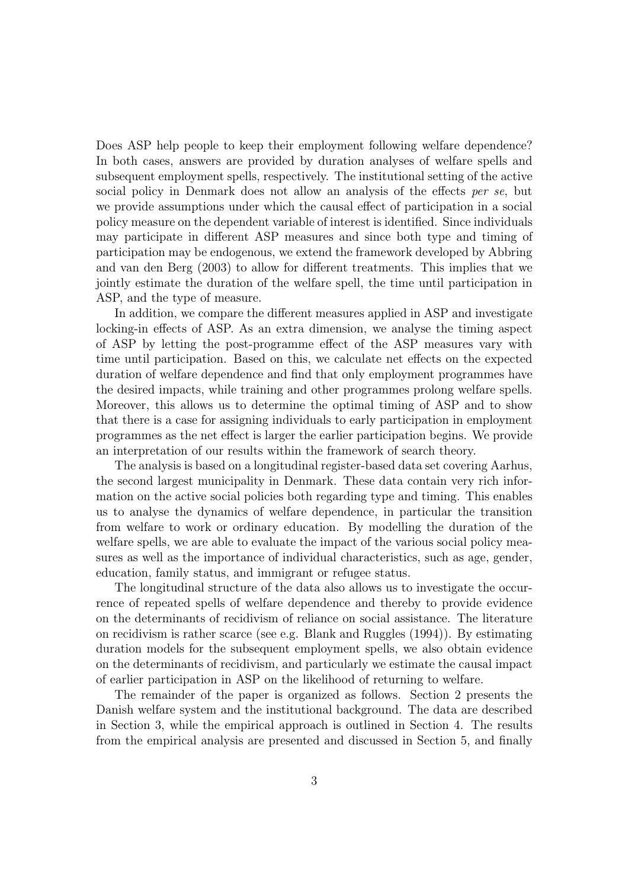Does ASP help people to keep their employment following welfare dependence? In both cases, answers are provided by duration analyses of welfare spells and subsequent employment spells, respectively. The institutional setting of the active social policy in Denmark does not allow an analysis of the effects *per se*, but we provide assumptions under which the causal effect of participation in a social policy measure on the dependent variable of interest is identified. Since individuals may participate in different ASP measures and since both type and timing of participation may be endogenous, we extend the framework developed by Abbring and van den Berg (2003) to allow for different treatments. This implies that we jointly estimate the duration of the welfare spell, the time until participation in ASP, and the type of measure.

In addition, we compare the different measures applied in ASP and investigate locking-in effects of ASP. As an extra dimension, we analyse the timing aspect of ASP by letting the post-programme effect of the ASP measures vary with time until participation. Based on this, we calculate net effects on the expected duration of welfare dependence and find that only employment programmes have the desired impacts, while training and other programmes prolong welfare spells. Moreover, this allows us to determine the optimal timing of ASP and to show that there is a case for assigning individuals to early participation in employment programmes as the net effect is larger the earlier participation begins. We provide an interpretation of our results within the framework of search theory.

The analysis is based on a longitudinal register-based data set covering Aarhus, the second largest municipality in Denmark. These data contain very rich information on the active social policies both regarding type and timing. This enables us to analyse the dynamics of welfare dependence, in particular the transition from welfare to work or ordinary education. By modelling the duration of the welfare spells, we are able to evaluate the impact of the various social policy measures as well as the importance of individual characteristics, such as age, gender, education, family status, and immigrant or refugee status.

The longitudinal structure of the data also allows us to investigate the occurrence of repeated spells of welfare dependence and thereby to provide evidence on the determinants of recidivism of reliance on social assistance. The literature on recidivism is rather scarce (see e.g. Blank and Ruggles (1994)). By estimating duration models for the subsequent employment spells, we also obtain evidence on the determinants of recidivism, and particularly we estimate the causal impact of earlier participation in ASP on the likelihood of returning to welfare.

The remainder of the paper is organized as follows. Section 2 presents the Danish welfare system and the institutional background. The data are described in Section 3, while the empirical approach is outlined in Section 4. The results from the empirical analysis are presented and discussed in Section 5, and finally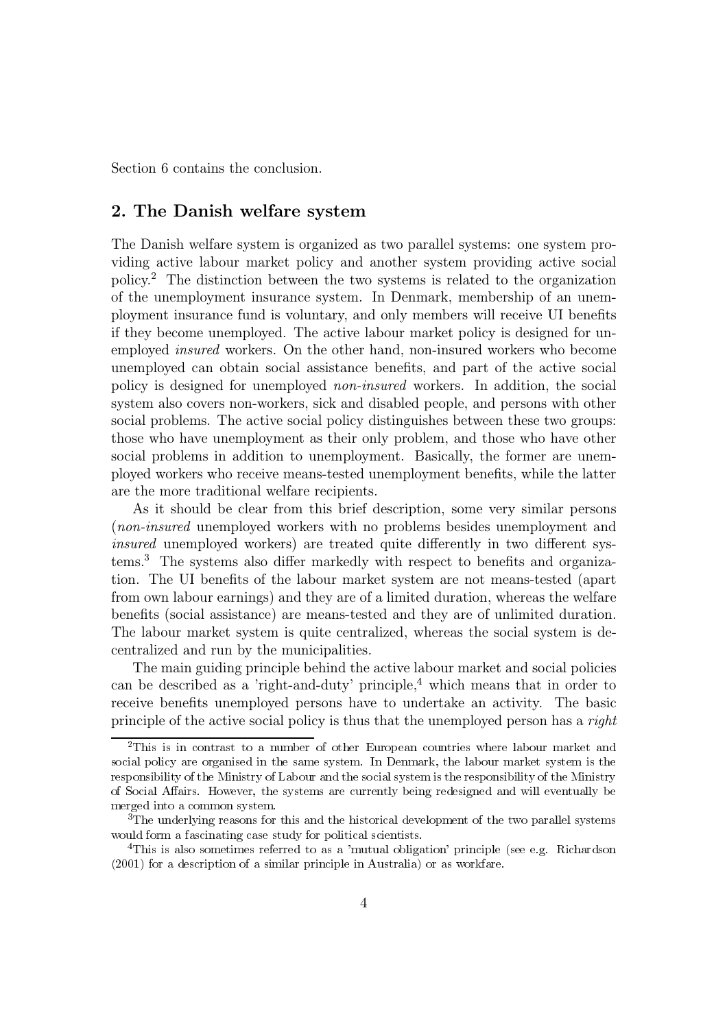Section 6 contains the conclusion.

## 2. The Danish welfare system

The Danish welfare system is organized as two parallel systems: one system providing active labour market policy and another system providing active social policy.[2] The distinction between the two systems is related to the organization of the unemployment insurance system. In Denmark, membership of an unemployment insurance fund is voluntary, and only members will receive UI benefits if they become unemployed. The active labour market policy is designed for unemployed *insured* workers. On the other hand, non-insured workers who become unemployed can obtain social assistance benefits, and part of the active social policy is designed for unemployed *non-insured* workers. In addition, the social system also covers non-workers, sick and disabled people, and persons with other social problems. The active social policy distinguishes between these two groups: those who have unemployment as their only problem, and those who have other social problems in addition to unemployment. Basically, the former are unemployed workers who receive means-tested unemployment benefits, while the latter are the more traditional welfare recipients.

As it should be clear from this brief description, some very similar persons (*non-insured* unemployed workers with no problems besides unemployment and *insured* unemployed workers) are treated quite differently in two different systems.[3] The systems also differ markedly with respect to benefits and organization. The UI benefits of the labour market system are not means-tested (apart from own labour earnings) and they are of a limited duration, whereas the welfare benefits (social assistance) are means-tested and they are of unlimited duration. The labour market system is quite centralized, whereas the social system is decentralized and run by the municipalities.

The main guiding principle behind the active labour market and social policies can be described as a 'right-and-duty' principle,[4] which means that in order to receive benefits unemployed persons have to undertake an activity. The basic principle of the active social policy is thus that the unemployed person has a *right*

[2]This is in contrast to a number of other European countries where labour market and social policy are organised in the same system. In Denmark, the labour market system is the responsibility of the Ministry of Labour and the social system is the responsibility of the Ministry of Social Affairs. However, the systems are currently being redesigned and will eventually be merged into a common system.

[3]The underlying reasons for this and the historical development of the two parallel systems would form a fascinating case study for political scientists.

[4]This is also sometimes referred to as a 'mutual obligation' principle (see e.g. Richardson (2001) for a description of a similar principle in Australia) or as workfare.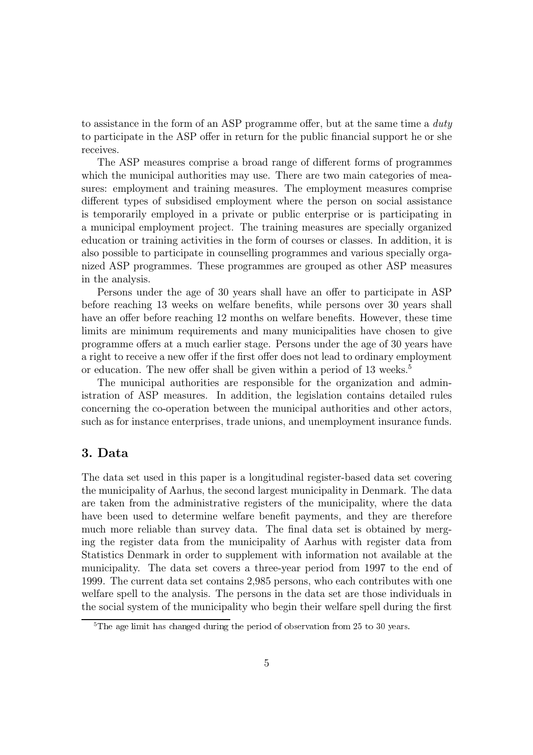to assistance in the form of an ASP programme offer, but at the same time a *duty* to participate in the ASP offer in return for the public financial support he or she receives.

The ASP measures comprise a broad range of different forms of programmes which the municipal authorities may use. There are two main categories of measures: employment and training measures. The employment measures comprise different types of subsidised employment where the person on social assistance is temporarily employed in a private or public enterprise or is participating in a municipal employment project. The training measures are specially organized education or training activities in the form of courses or classes. In addition, it is also possible to participate in counselling programmes and various specially organized ASP programmes. These programmes are grouped as other ASP measures in the analysis.

Persons under the age of 30 years shall have an offer to participate in ASP before reaching 13 weeks on welfare benefits, while persons over 30 years shall have an offer before reaching 12 months on welfare benefits. However, these time limits are minimum requirements and many municipalities have chosen to give programme offers at a much earlier stage. Persons under the age of 30 years have a right to receive a new offer if the first offer does not lead to ordinary employment or education. The new offer shall be given within a period of 13 weeks.[5]

The municipal authorities are responsible for the organization and administration of ASP measures. In addition, the legislation contains detailed rules concerning the co-operation between the municipal authorities and other actors, such as for instance enterprises, trade unions, and unemployment insurance funds.

## 3. Data

The data set used in this paper is a longitudinal register-based data set covering the municipality of Aarhus, the second largest municipality in Denmark. The data are taken from the administrative registers of the municipality, where the data have been used to determine welfare benefit payments, and they are therefore much more reliable than survey data. The final data set is obtained by merging the register data from the municipality of Aarhus with register data from Statistics Denmark in order to supplement with information not available at the municipality. The data set covers a three-year period from 1997 to the end of 1999. The current data set contains 2,985 persons, who each contributes with one welfare spell to the analysis. The persons in the data set are those individuals in the social system of the municipality who begin their welfare spell during the first

[5] The age limit has changed during the period of observation from 25 to 30 years.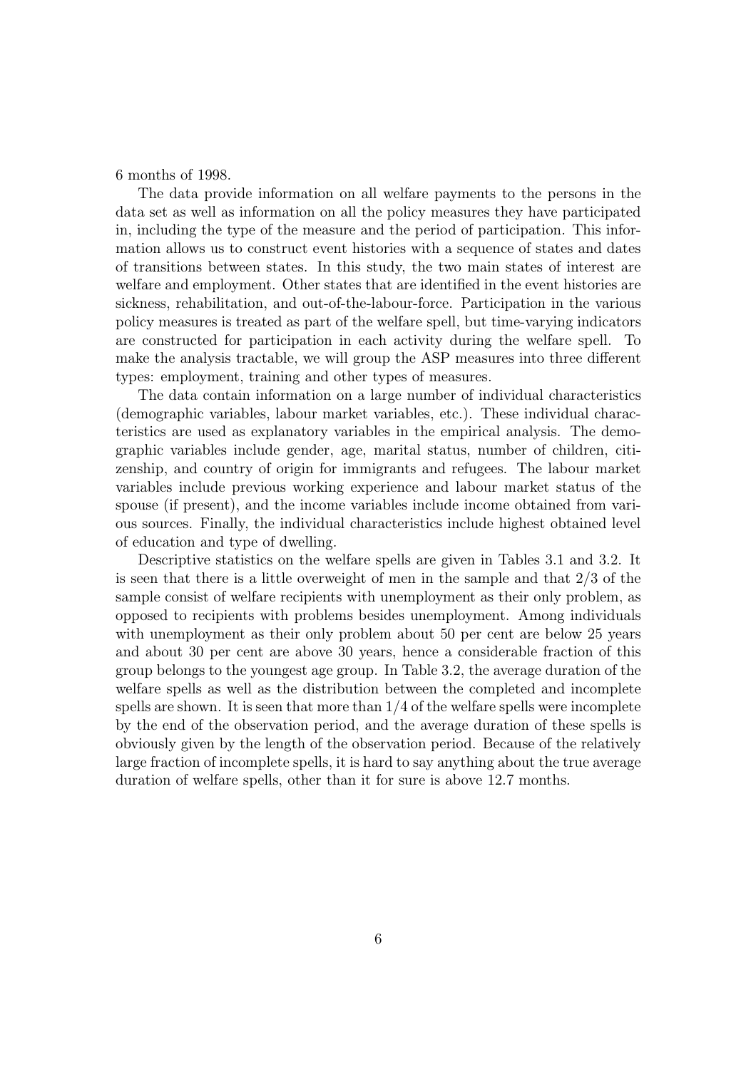6 months of 1998.

The data provide information on all welfare payments to the persons in the data set as well as information on all the policy measures they have participated in, including the type of the measure and the period of participation. This information allows us to construct event histories with a sequence of states and dates of transitions between states. In this study, the two main states of interest are welfare and employment. Other states that are identified in the event histories are sickness, rehabilitation, and out-of-the-labour-force. Participation in the various policy measures is treated as part of the welfare spell, but time-varying indicators are constructed for participation in each activity during the welfare spell. To make the analysis tractable, we will group the ASP measures into three different types: employment, training and other types of measures.

The data contain information on a large number of individual characteristics (demographic variables, labour market variables, etc.). These individual characteristics are used as explanatory variables in the empirical analysis. The demographic variables include gender, age, marital status, number of children, citizenship, and country of origin for immigrants and refugees. The labour market variables include previous working experience and labour market status of the spouse (if present), and the income variables include income obtained from various sources. Finally, the individual characteristics include highest obtained level of education and type of dwelling.

Descriptive statistics on the welfare spells are given in Tables 3.1 and 3.2. It is seen that there is a little overweight of men in the sample and that 2/3 of the sample consist of welfare recipients with unemployment as their only problem, as opposed to recipients with problems besides unemployment. Among individuals with unemployment as their only problem about 50 per cent are below 25 years and about 30 per cent are above 30 years, hence a considerable fraction of this group belongs to the youngest age group. In Table 3.2, the average duration of the welfare spells as well as the distribution between the completed and incomplete spells are shown. It is seen that more than 1/4 of the welfare spells were incomplete by the end of the observation period, and the average duration of these spells is obviously given by the length of the observation period. Because of the relatively large fraction of incomplete spells, it is hard to say anything about the true average duration of welfare spells, other than it for sure is above 12.7 months.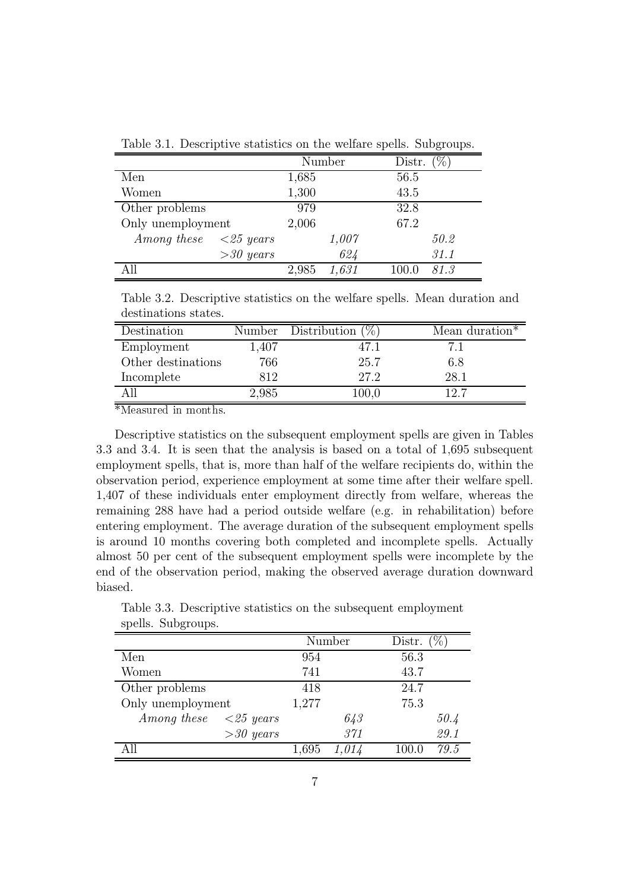Table 3.1. Descriptive statistics on the welfare spells. Subgroups.

| | | Number | | Distr. (%) | |
|---|---|---|---|---|---|
| Men | | 1,685 | | 56.5 | |
| Women | | 1,300 | | 43.5 | |
| Other problems | | 979 | | 32.8 | |
| Only unemployment | | 2,006 | | 67.2 | |
| *Among these* | *<25 years* | | *1,007* | | *50.2* |
| | *>30 years* | | *624* | | *31.1* |
| All | | 2,985 | *1,631* | 100.0 | *81.3* |

Table 3.2. Descriptive statistics on the welfare spells. Mean duration and destinations states.

| Destination | Number | Distribution (%) | Mean duration* |
|---|---|---|---|
| Employment | 1,407 | 47.1 | 7.1 |
| Other destinations | 766 | 25.7 | 6.8 |
| Incomplete | 812 | 27.2 | 28.1 |
| All | 2,985 | 100,0 | 12.7 |

*Measured in months.

Descriptive statistics on the subsequent employment spells are given in Tables 3.3 and 3.4. It is seen that the analysis is based on a total of 1,695 subsequent employment spells, that is, more than half of the welfare recipients do, within the observation period, experience employment at some time after their welfare spell. 1,407 of these individuals enter employment directly from welfare, whereas the remaining 288 have had a period outside welfare (e.g. in rehabilitation) before entering employment. The average duration of the subsequent employment spells is around 10 months covering both completed and incomplete spells. Actually almost 50 per cent of the subsequent employment spells were incomplete by the end of the observation period, making the observed average duration downward biased.

Table 3.3. Descriptive statistics on the subsequent employment spells. Subgroups.

| | | Number | | Distr. (%) | |
|---|---|---|---|---|---|
| Men | | 954 | | 56.3 | |
| Women | | 741 | | 43.7 | |
| Other problems | | 418 | | 24.7 | |
| Only unemployment | | 1,277 | | 75.3 | |
| *Among these* | *<25 years* | | *643* | | *50.4* |
| | *>30 years* | | *371* | | *29.1* |
| All | | 1,695 | *1,014* | 100.0 | *79.5* |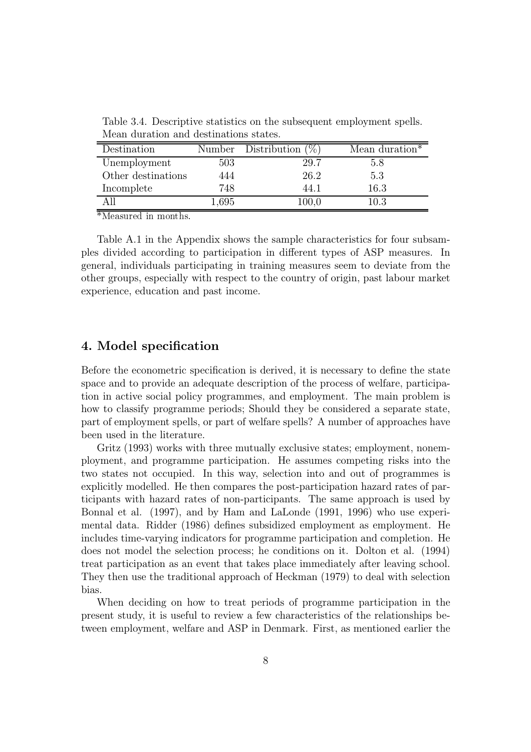Table 3.4. Descriptive statistics on the subsequent employment spells. Mean duration and destinations states.

| Destination | Number | Distribution (%) | Mean duration* |
|---|---|---|---|
| Unemployment | 503 | 29.7 | 5.8 |
| Other destinations | 444 | 26.2 | 5.3 |
| Incomplete | 748 | 44.1 | 16.3 |
| All | 1,695 | 100,0 | 10.3 |

*Measured in months.

Table A.1 in the Appendix shows the sample characteristics for four subsamples divided according to participation in different types of ASP measures. In general, individuals participating in training measures seem to deviate from the other groups, especially with respect to the country of origin, past labour market experience, education and past income.

## 4. Model specification

Before the econometric specification is derived, it is necessary to define the state space and to provide an adequate description of the process of welfare, participation in active social policy programmes, and employment. The main problem is how to classify programme periods; Should they be considered a separate state, part of employment spells, or part of welfare spells? A number of approaches have been used in the literature.

Gritz (1993) works with three mutually exclusive states; employment, nonemployment, and programme participation. He assumes competing risks into the two states not occupied. In this way, selection into and out of programmes is explicitly modelled. He then compares the post-participation hazard rates of participants with hazard rates of non-participants. The same approach is used by Bonnal et al. (1997), and by Ham and LaLonde (1991, 1996) who use experimental data. Ridder (1986) defines subsidized employment as employment. He includes time-varying indicators for programme participation and completion. He does not model the selection process; he conditions on it. Dolton et al. (1994) treat participation as an event that takes place immediately after leaving school. They then use the traditional approach of Heckman (1979) to deal with selection bias.

When deciding on how to treat periods of programme participation in the present study, it is useful to review a few characteristics of the relationships between employment, welfare and ASP in Denmark. First, as mentioned earlier the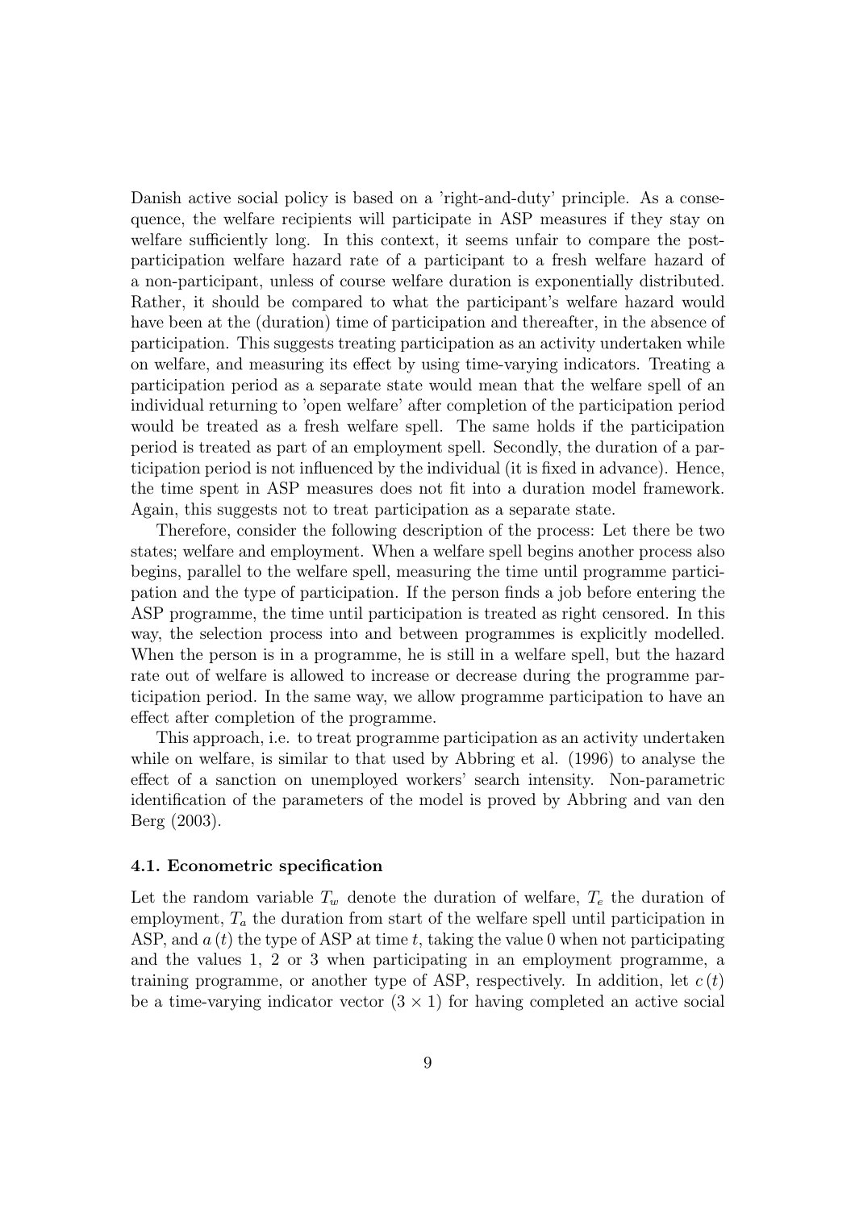Danish active social policy is based on a 'right-and-duty' principle. As a consequence, the welfare recipients will participate in ASP measures if they stay on welfare sufficiently long. In this context, it seems unfair to compare the post-participation welfare hazard rate of a participant to a fresh welfare hazard of a non-participant, unless of course welfare duration is exponentially distributed. Rather, it should be compared to what the participant's welfare hazard would have been at the (duration) time of participation and thereafter, in the absence of participation. This suggests treating participation as an activity undertaken while on welfare, and measuring its effect by using time-varying indicators. Treating a participation period as a separate state would mean that the welfare spell of an individual returning to 'open welfare' after completion of the participation period would be treated as a fresh welfare spell. The same holds if the participation period is treated as part of an employment spell. Secondly, the duration of a participation period is not influenced by the individual (it is fixed in advance). Hence, the time spent in ASP measures does not fit into a duration model framework. Again, this suggests not to treat participation as a separate state.

Therefore, consider the following description of the process: Let there be two states; welfare and employment. When a welfare spell begins another process also begins, parallel to the welfare spell, measuring the time until programme participation and the type of participation. If the person finds a job before entering the ASP programme, the time until participation is treated as right censored. In this way, the selection process into and between programmes is explicitly modelled. When the person is in a programme, he is still in a welfare spell, but the hazard rate out of welfare is allowed to increase or decrease during the programme participation period. In the same way, we allow programme participation to have an effect after completion of the programme.

This approach, i.e. to treat programme participation as an activity undertaken while on welfare, is similar to that used by Abbring et al. (1996) to analyse the effect of a sanction on unemployed workers' search intensity. Non-parametric identification of the parameters of the model is proved by Abbring and van den Berg (2003).

### 4.1. Econometric specification

Let the random variable $T_w$ denote the duration of welfare, $T_e$ the duration of employment, $T_a$ the duration from start of the welfare spell until participation in ASP, and $a(t)$ the type of ASP at time $t$, taking the value 0 when not participating and the values 1, 2 or 3 when participating in an employment programme, a training programme, or another type of ASP, respectively. In addition, let $c(t)$ be a time-varying indicator vector $(3 \times 1)$ for having completed an active social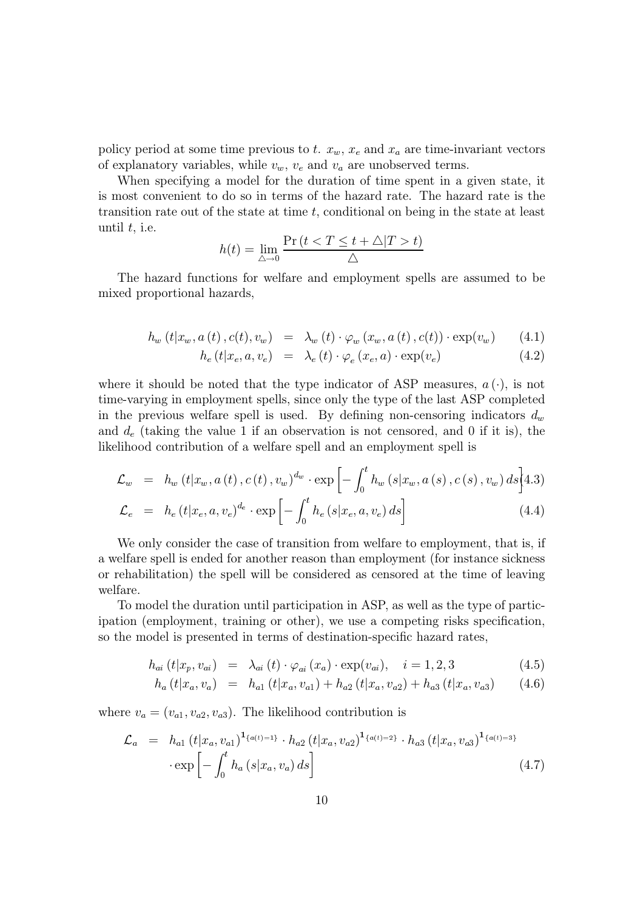policy period at some time previous to $t$. $x_w$, $x_e$ and $x_a$ are time-invariant vectors of explanatory variables, while $v_w$, $v_e$ and $v_a$ are unobserved terms.

When specifying a model for the duration of time spent in a given state, it is most convenient to do so in terms of the hazard rate. The hazard rate is the transition rate out of the state at time $t$, conditional on being in the state at least until $t$, i.e.

$$h(t) = \lim_{\triangle \to 0} \frac{\Pr\left(t < T \leq t + \triangle | T > t\right)}{\triangle}$$

The hazard functions for welfare and employment spells are assumed to be mixed proportional hazards,

$$\begin{aligned} h_w\left(t|x_w, a\left(t\right), c(t), v_w\right) &= \lambda_w\left(t\right) \cdot \varphi_w\left(x_w, a\left(t\right), c(t)\right) \cdot \exp(v_w) & (4.1) \\ h_e\left(t|x_e, a, v_e\right) &= \lambda_e\left(t\right) \cdot \varphi_e\left(x_e, a\right) \cdot \exp(v_e) & (4.2) \end{aligned}$$

where it should be noted that the type indicator of ASP measures, $a(\cdot)$, is not time-varying in employment spells, since only the type of the last ASP completed in the previous welfare spell is used. By defining non-censoring indicators $d_w$ and $d_e$ (taking the value 1 if an observation is not censored, and 0 if it is), the likelihood contribution of a welfare spell and an employment spell is

$$\begin{aligned} \mathcal{L}_w &= h_w\left(t|x_w, a\left(t\right), c\left(t\right), v_w\right)^{d_w} \cdot \exp\left[-\int_0^t h_w\left(s|x_w, a\left(s\right), c\left(s\right), v_w\right) ds\right] & (4.3) \\ \mathcal{L}_e &= h_e\left(t|x_e, a, v_e\right)^{d_e} \cdot \exp\left[-\int_0^t h_e\left(s|x_e, a, v_e\right) ds\right] & (4.4) \end{aligned}$$

We only consider the case of transition from welfare to employment, that is, if a welfare spell is ended for another reason than employment (for instance sickness or rehabilitation) the spell will be considered as censored at the time of leaving welfare.

To model the duration until participation in ASP, as well as the type of participation (employment, training or other), we use a competing risks specification, so the model is presented in terms of destination-specific hazard rates,

$$\begin{aligned} h_{ai}\left(t|x_p, v_{ai}\right) &= \lambda_{ai}\left(t\right) \cdot \varphi_{ai}\left(x_a\right) \cdot \exp(v_{ai}), \quad i = 1, 2, 3 & (4.5) \\ h_a\left(t|x_a, v_a\right) &= h_{a1}\left(t|x_a, v_{a1}\right) + h_{a2}\left(t|x_a, v_{a2}\right) + h_{a3}\left(t|x_a, v_{a3}\right) & (4.6) \end{aligned}$$

where $v_a = (v_{a1}, v_{a2}, v_{a3})$. The likelihood contribution is

$$\begin{aligned} \mathcal{L}_a &= h_{a1}\left(t|x_a, v_{a1}\right)^{\mathbf{1}\{a(t)=1\}} \cdot h_{a2}\left(t|x_a, v_{a2}\right)^{\mathbf{1}\{a(t)=2\}} \cdot h_{a3}\left(t|x_a, v_{a3}\right)^{\mathbf{1}\{a(t)=3\}} \\ &\quad \cdot \exp\left[-\int_0^t h_a\left(s|x_a, v_a\right) ds\right] & (4.7) \end{aligned}$$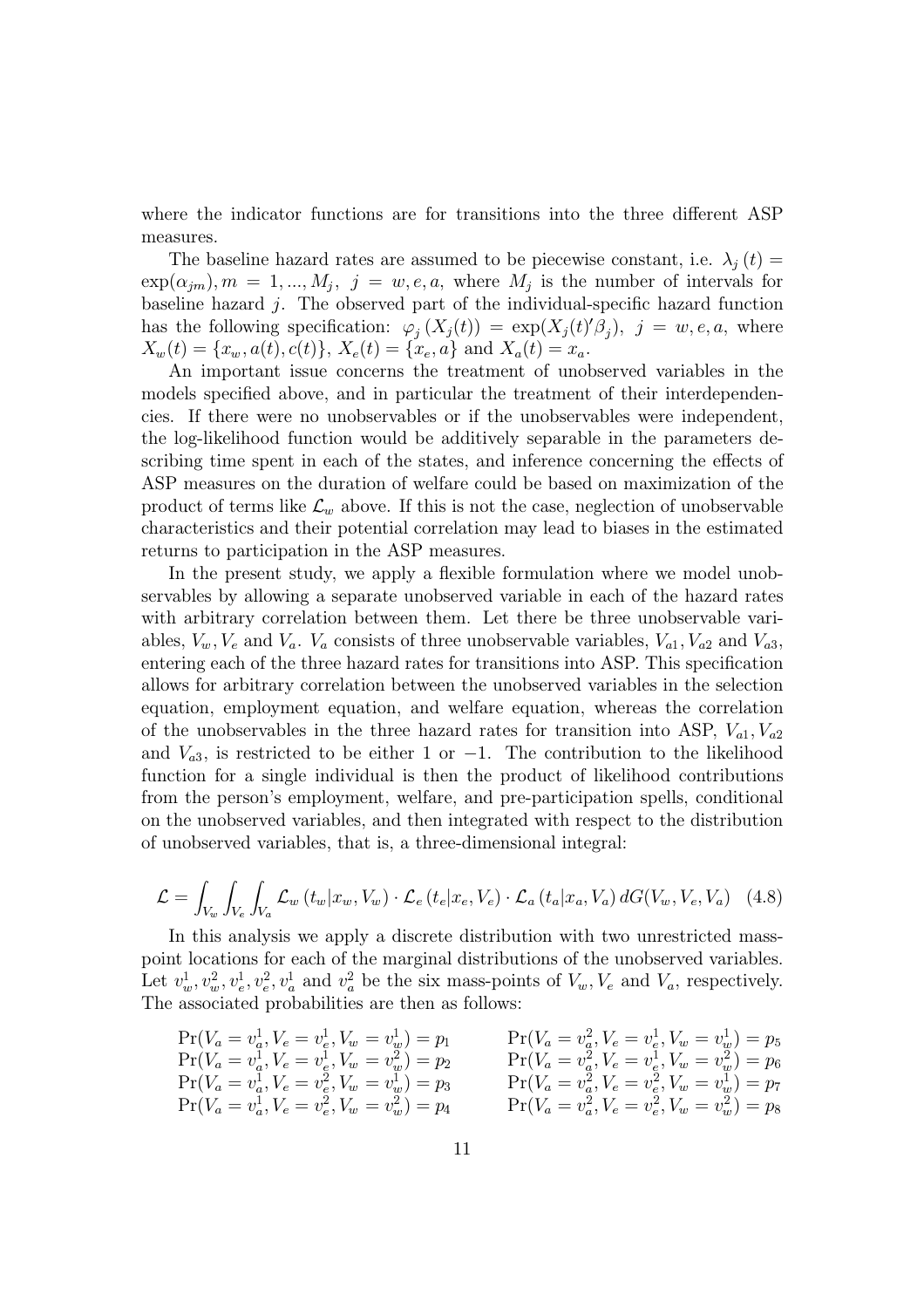where the indicator functions are for transitions into the three different ASP measures.

The baseline hazard rates are assumed to be piecewise constant, i.e. $\lambda_j(t) = \exp(\alpha_{jm}), m = 1, ..., M_j, \; j = w, e, a$, where $M_j$ is the number of intervals for baseline hazard $j$. The observed part of the individual-specific hazard function has the following specification: $\varphi_j(X_j(t)) = \exp(X_j(t)'\beta_j), \; j = w, e, a$, where $X_w(t) = \{x_w, a(t), c(t)\}$, $X_e(t) = \{x_e, a\}$ and $X_a(t) = x_a$.

An important issue concerns the treatment of unobserved variables in the models specified above, and in particular the treatment of their interdependencies. If there were no unobservables or if the unobservables were independent, the log-likelihood function would be additively separable in the parameters describing time spent in each of the states, and inference concerning the effects of ASP measures on the duration of welfare could be based on maximization of the product of terms like $\mathcal{L}_w$ above. If this is not the case, neglection of unobservable characteristics and their potential correlation may lead to biases in the estimated returns to participation in the ASP measures.

In the present study, we apply a flexible formulation where we model unobservables by allowing a separate unobserved variable in each of the hazard rates with arbitrary correlation between them. Let there be three unobservable variables, $V_w, V_e$ and $V_a$. $V_a$ consists of three unobservable variables, $V_{a1}, V_{a2}$ and $V_{a3}$, entering each of the three hazard rates for transitions into ASP. This specification allows for arbitrary correlation between the unobserved variables in the selection equation, employment equation, and welfare equation, whereas the correlation of the unobservables in the three hazard rates for transition into ASP, $V_{a1}, V_{a2}$ and $V_{a3}$, is restricted to be either 1 or $-1$. The contribution to the likelihood function for a single individual is then the product of likelihood contributions from the person's employment, welfare, and pre-participation spells, conditional on the unobserved variables, and then integrated with respect to the distribution of unobserved variables, that is, a three-dimensional integral:

$$\mathcal{L} = \int_{V_w} \int_{V_e} \int_{V_a} \mathcal{L}_w(t_w | x_w, V_w) \cdot \mathcal{L}_e(t_e | x_e, V_e) \cdot \mathcal{L}_a(t_a | x_a, V_a) \, dG(V_w, V_e, V_a) \quad (4.8)$$

In this analysis we apply a discrete distribution with two unrestricted mass-point locations for each of the marginal distributions of the unobserved variables. Let $v_w^1, v_w^2, v_e^1, v_e^2, v_a^1$ and $v_a^2$ be the six mass-points of $V_w, V_e$ and $V_a$, respectively. The associated probabilities are then as follows:

$$\Pr(V_a = v_a^1, V_e = v_e^1, V_w = v_w^1) = p_1 \qquad \Pr(V_a = v_a^2, V_e = v_e^1, V_w = v_w^1) = p_5$$
$$\Pr(V_a = v_a^1, V_e = v_e^1, V_w = v_w^2) = p_2 \qquad \Pr(V_a = v_a^2, V_e = v_e^1, V_w = v_w^2) = p_6$$
$$\Pr(V_a = v_a^1, V_e = v_e^2, V_w = v_w^1) = p_3 \qquad \Pr(V_a = v_a^2, V_e = v_e^2, V_w = v_w^1) = p_7$$
$$\Pr(V_a = v_a^1, V_e = v_e^2, V_w = v_w^2) = p_4 \qquad \Pr(V_a = v_a^2, V_e = v_e^2, V_w = v_w^2) = p_8$$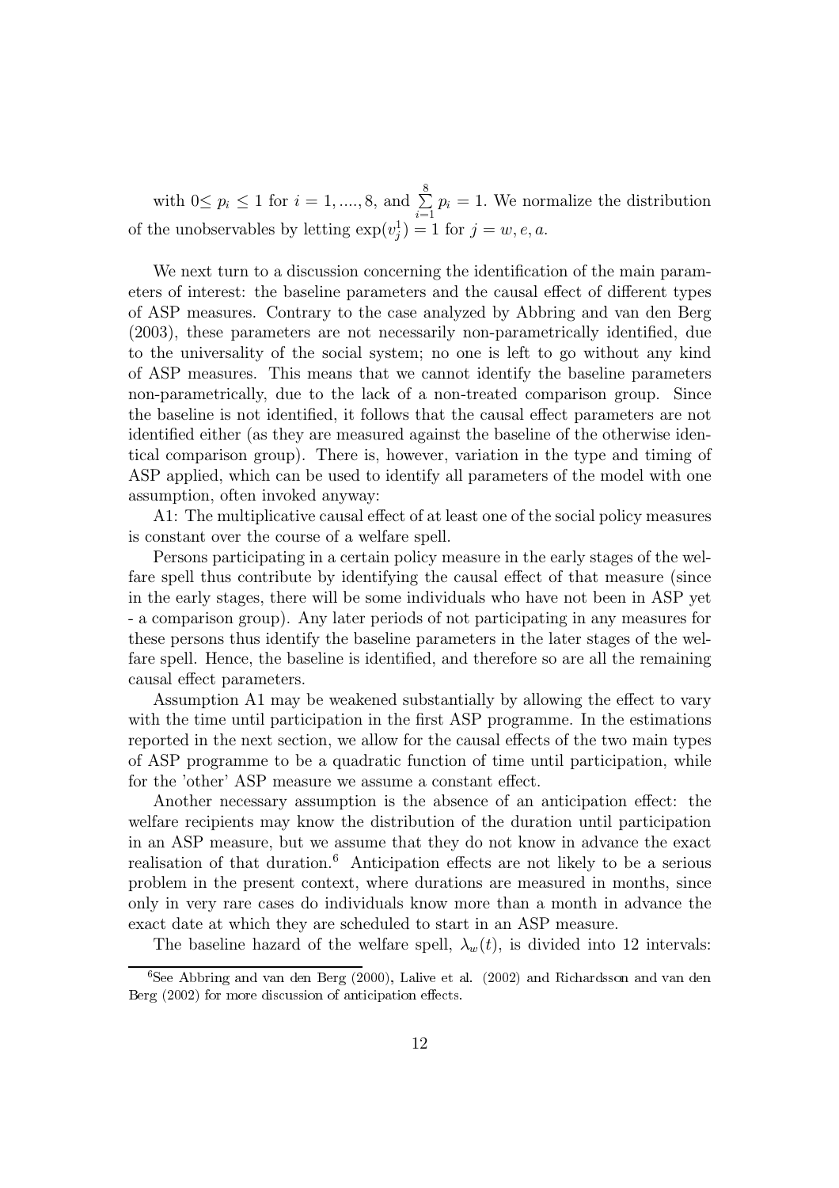with $0 \leq p_i \leq 1$ for $i = 1, ...., 8$, and $\sum_{i=1}^{8} p_i = 1$. We normalize the distribution of the unobservables by letting $\exp(v_j^1) = 1$ for $j = w, e, a$.

We next turn to a discussion concerning the identification of the main parameters of interest: the baseline parameters and the causal effect of different types of ASP measures. Contrary to the case analyzed by Abbring and van den Berg (2003), these parameters are not necessarily non-parametrically identified, due to the universality of the social system; no one is left to go without any kind of ASP measures. This means that we cannot identify the baseline parameters non-parametrically, due to the lack of a non-treated comparison group. Since the baseline is not identified, it follows that the causal effect parameters are not identified either (as they are measured against the baseline of the otherwise identical comparison group). There is, however, variation in the type and timing of ASP applied, which can be used to identify all parameters of the model with one assumption, often invoked anyway:

A1: The multiplicative causal effect of at least one of the social policy measures is constant over the course of a welfare spell.

Persons participating in a certain policy measure in the early stages of the welfare spell thus contribute by identifying the causal effect of that measure (since in the early stages, there will be some individuals who have not been in ASP yet - a comparison group). Any later periods of not participating in any measures for these persons thus identify the baseline parameters in the later stages of the welfare spell. Hence, the baseline is identified, and therefore so are all the remaining causal effect parameters.

Assumption A1 may be weakened substantially by allowing the effect to vary with the time until participation in the first ASP programme. In the estimations reported in the next section, we allow for the causal effects of the two main types of ASP programme to be a quadratic function of time until participation, while for the 'other' ASP measure we assume a constant effect.

Another necessary assumption is the absence of an anticipation effect: the welfare recipients may know the distribution of the duration until participation in an ASP measure, but we assume that they do not know in advance the exact realisation of that duration.[6] Anticipation effects are not likely to be a serious problem in the present context, where durations are measured in months, since only in very rare cases do individuals know more than a month in advance the exact date at which they are scheduled to start in an ASP measure.

The baseline hazard of the welfare spell, $\lambda_w(t)$, is divided into 12 intervals:

[6] See Abbring and van den Berg (2000), Lalive et al. (2002) and Richardsson and van den Berg (2002) for more discussion of anticipation effects.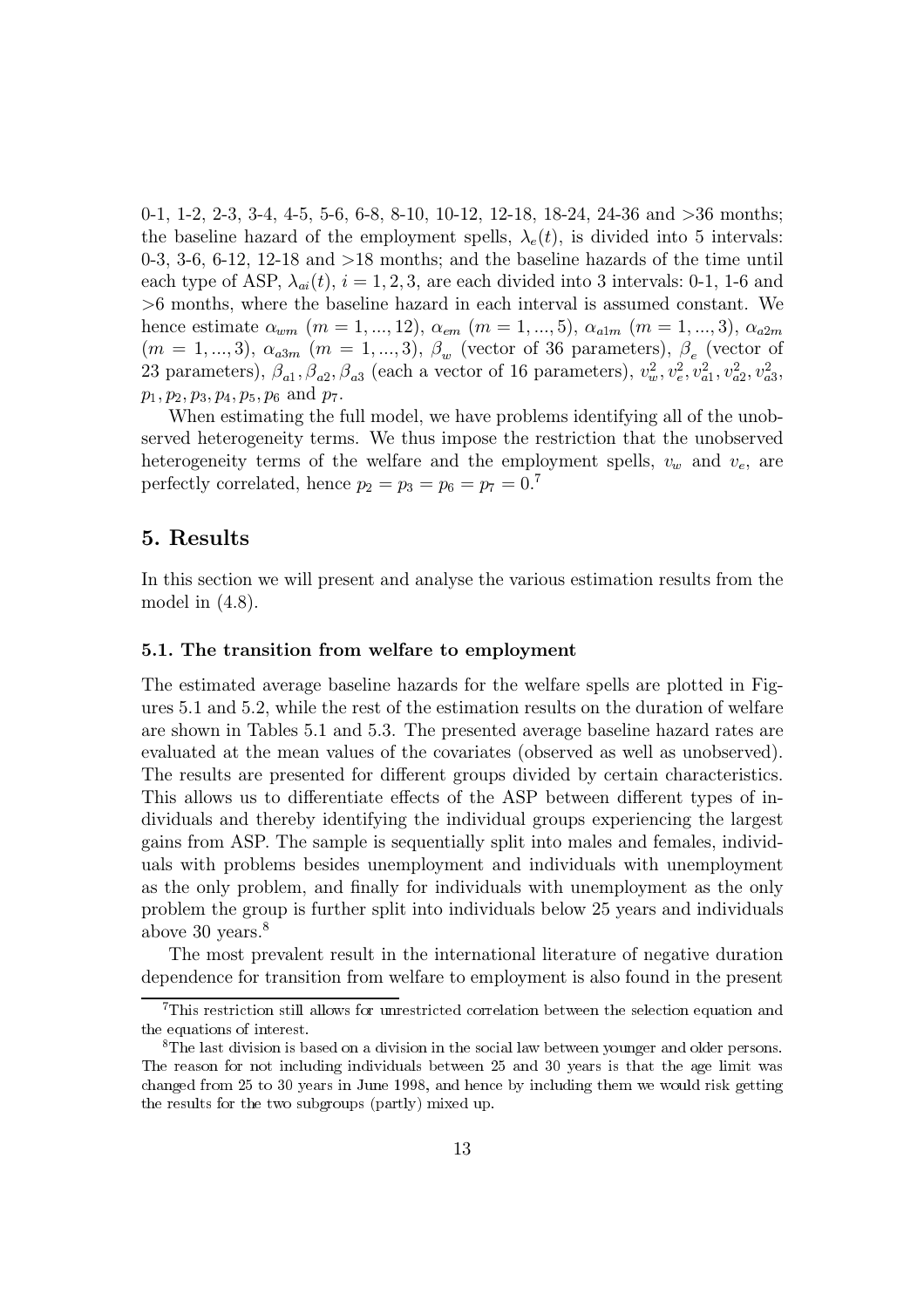0-1, 1-2, 2-3, 3-4, 4-5, 5-6, 6-8, 8-10, 10-12, 12-18, 18-24, 24-36 and >36 months; the baseline hazard of the employment spells, $\lambda_e(t)$, is divided into 5 intervals: 0-3, 3-6, 6-12, 12-18 and >18 months; and the baseline hazards of the time until each type of ASP, $\lambda_{ai}(t)$, $i = 1, 2, 3$, are each divided into 3 intervals: 0-1, 1-6 and >6 months, where the baseline hazard in each interval is assumed constant. We hence estimate $\alpha_{wm}$ $(m = 1, ..., 12)$, $\alpha_{em}$ $(m = 1, ..., 5)$, $\alpha_{a1m}$ $(m = 1, ..., 3)$, $\alpha_{a2m}$ $(m = 1, ..., 3)$, $\alpha_{a3m}$ $(m = 1, ..., 3)$, $\beta_w$ (vector of 36 parameters), $\beta_e$ (vector of 23 parameters), $\beta_{a1}, \beta_{a2}, \beta_{a3}$ (each a vector of 16 parameters), $v_w^2, v_e^2, v_{a1}^2, v_{a2}^2, v_{a3}^2$, $p_1, p_2, p_3, p_4, p_5, p_6$ and $p_7$.

When estimating the full model, we have problems identifying all of the unobserved heterogeneity terms. We thus impose the restriction that the unobserved heterogeneity terms of the welfare and the employment spells, $v_w$ and $v_e$, are perfectly correlated, hence $p_2 = p_3 = p_6 = p_7 = 0$.[7]

## 5. Results

In this section we will present and analyse the various estimation results from the model in (4.8).

### 5.1. The transition from welfare to employment

The estimated average baseline hazards for the welfare spells are plotted in Figures 5.1 and 5.2, while the rest of the estimation results on the duration of welfare are shown in Tables 5.1 and 5.3. The presented average baseline hazard rates are evaluated at the mean values of the covariates (observed as well as unobserved). The results are presented for different groups divided by certain characteristics. This allows us to differentiate effects of the ASP between different types of individuals and thereby identifying the individual groups experiencing the largest gains from ASP. The sample is sequentially split into males and females, individuals with problems besides unemployment and individuals with unemployment as the only problem, and finally for individuals with unemployment as the only problem the group is further split into individuals below 25 years and individuals above 30 years.[8]

The most prevalent result in the international literature of negative duration dependence for transition from welfare to employment is also found in the present

[7] This restriction still allows for unrestricted correlation between the selection equation and the equations of interest.

[8] The last division is based on a division in the social law between younger and older persons. The reason for not including individuals between 25 and 30 years is that the age limit was changed from 25 to 30 years in June 1998, and hence by including them we would risk getting the results for the two subgroups (partly) mixed up.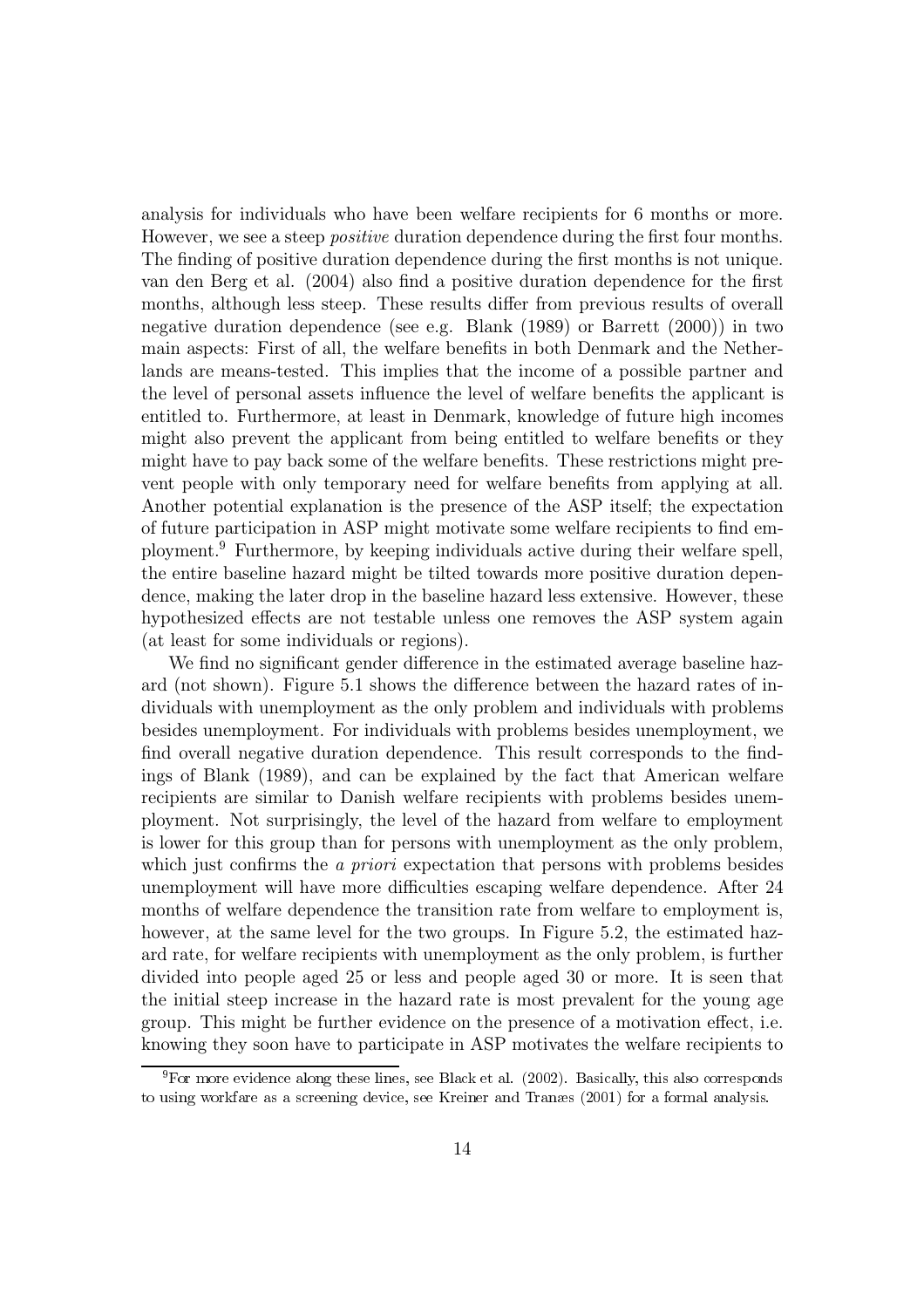analysis for individuals who have been welfare recipients for 6 months or more. However, we see a steep *positive* duration dependence during the first four months. The finding of positive duration dependence during the first months is not unique. van den Berg et al. (2004) also find a positive duration dependence for the first months, although less steep. These results differ from previous results of overall negative duration dependence (see e.g. Blank (1989) or Barrett (2000)) in two main aspects: First of all, the welfare benefits in both Denmark and the Netherlands are means-tested. This implies that the income of a possible partner and the level of personal assets influence the level of welfare benefits the applicant is entitled to. Furthermore, at least in Denmark, knowledge of future high incomes might also prevent the applicant from being entitled to welfare benefits or they might have to pay back some of the welfare benefits. These restrictions might prevent people with only temporary need for welfare benefits from applying at all. Another potential explanation is the presence of the ASP itself; the expectation of future participation in ASP might motivate some welfare recipients to find employment.[9] Furthermore, by keeping individuals active during their welfare spell, the entire baseline hazard might be tilted towards more positive duration dependence, making the later drop in the baseline hazard less extensive. However, these hypothesized effects are not testable unless one removes the ASP system again (at least for some individuals or regions).

We find no significant gender difference in the estimated average baseline hazard (not shown). Figure 5.1 shows the difference between the hazard rates of individuals with unemployment as the only problem and individuals with problems besides unemployment. For individuals with problems besides unemployment, we find overall negative duration dependence. This result corresponds to the findings of Blank (1989), and can be explained by the fact that American welfare recipients are similar to Danish welfare recipients with problems besides unemployment. Not surprisingly, the level of the hazard from welfare to employment is lower for this group than for persons with unemployment as the only problem, which just confirms the *a priori* expectation that persons with problems besides unemployment will have more difficulties escaping welfare dependence. After 24 months of welfare dependence the transition rate from welfare to employment is, however, at the same level for the two groups. In Figure 5.2, the estimated hazard rate, for welfare recipients with unemployment as the only problem, is further divided into people aged 25 or less and people aged 30 or more. It is seen that the initial steep increase in the hazard rate is most prevalent for the young age group. This might be further evidence on the presence of a motivation effect, i.e. knowing they soon have to participate in ASP motivates the welfare recipients to

[9] For more evidence along these lines, see Black et al. (2002). Basically, this also corresponds to using workfare as a screening device, see Kreiner and Tranæs (2001) for a formal analysis.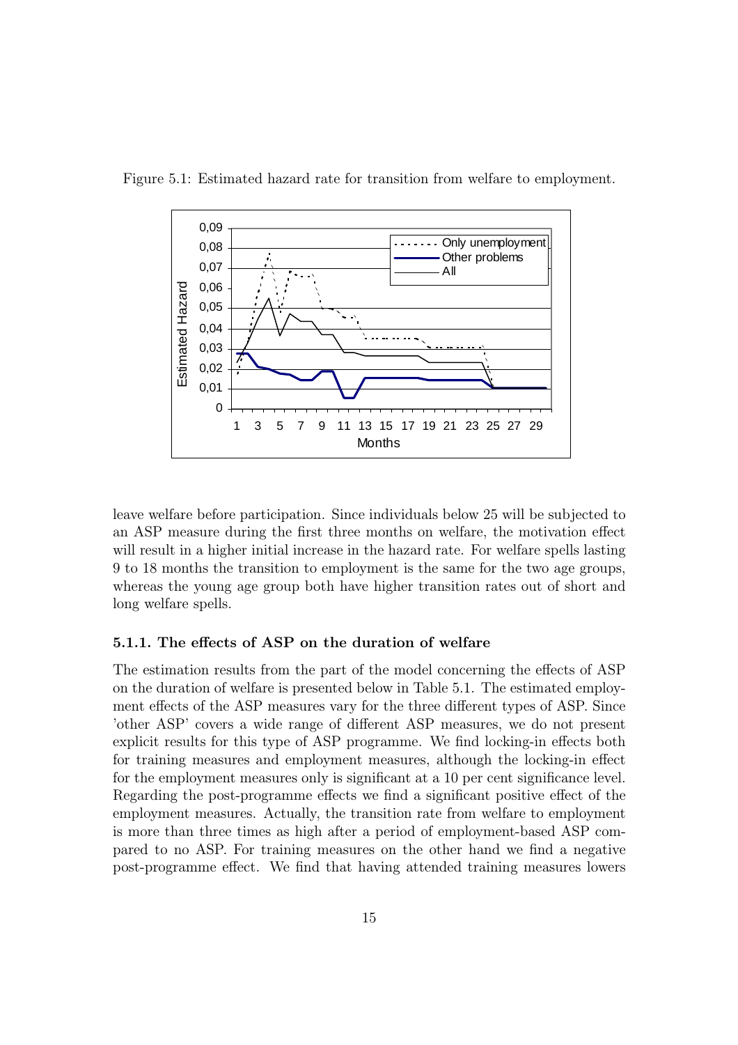Figure 5.1: Estimated hazard rate for transition from welfare to employment.

leave welfare before participation. Since individuals below 25 will be subjected to an ASP measure during the first three months on welfare, the motivation effect will result in a higher initial increase in the hazard rate. For welfare spells lasting 9 to 18 months the transition to employment is the same for the two age groups, whereas the young age group both have higher transition rates out of short and long welfare spells.

#### 5.1.1. The effects of ASP on the duration of welfare

The estimation results from the part of the model concerning the effects of ASP on the duration of welfare is presented below in Table 5.1. The estimated employment effects of the ASP measures vary for the three different types of ASP. Since 'other ASP' covers a wide range of different ASP measures, we do not present explicit results for this type of ASP programme. We find locking-in effects both for training measures and employment measures, although the locking-in effect for the employment measures only is significant at a 10 per cent significance level. Regarding the post-programme effects we find a significant positive effect of the employment measures. Actually, the transition rate from welfare to employment is more than three times as high after a period of employment-based ASP compared to no ASP. For training measures on the other hand we find a negative post-programme effect. We find that having attended training measures lowers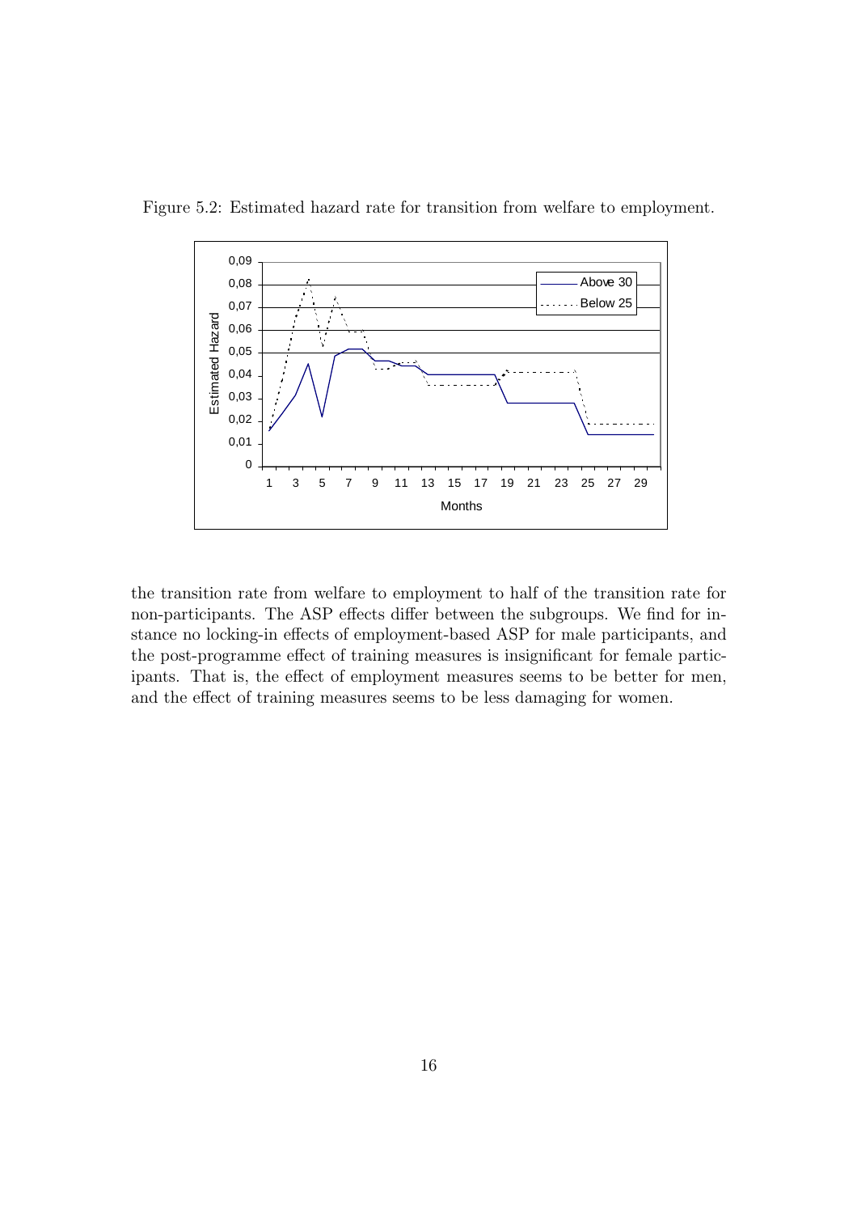Figure 5.2: Estimated hazard rate for transition from welfare to employment.

the transition rate from welfare to employment to half of the transition rate for non-participants. The ASP effects differ between the subgroups. We find for instance no locking-in effects of employment-based ASP for male participants, and the post-programme effect of training measures is insignificant for female participants. That is, the effect of employment measures seems to be better for men, and the effect of training measures seems to be less damaging for women.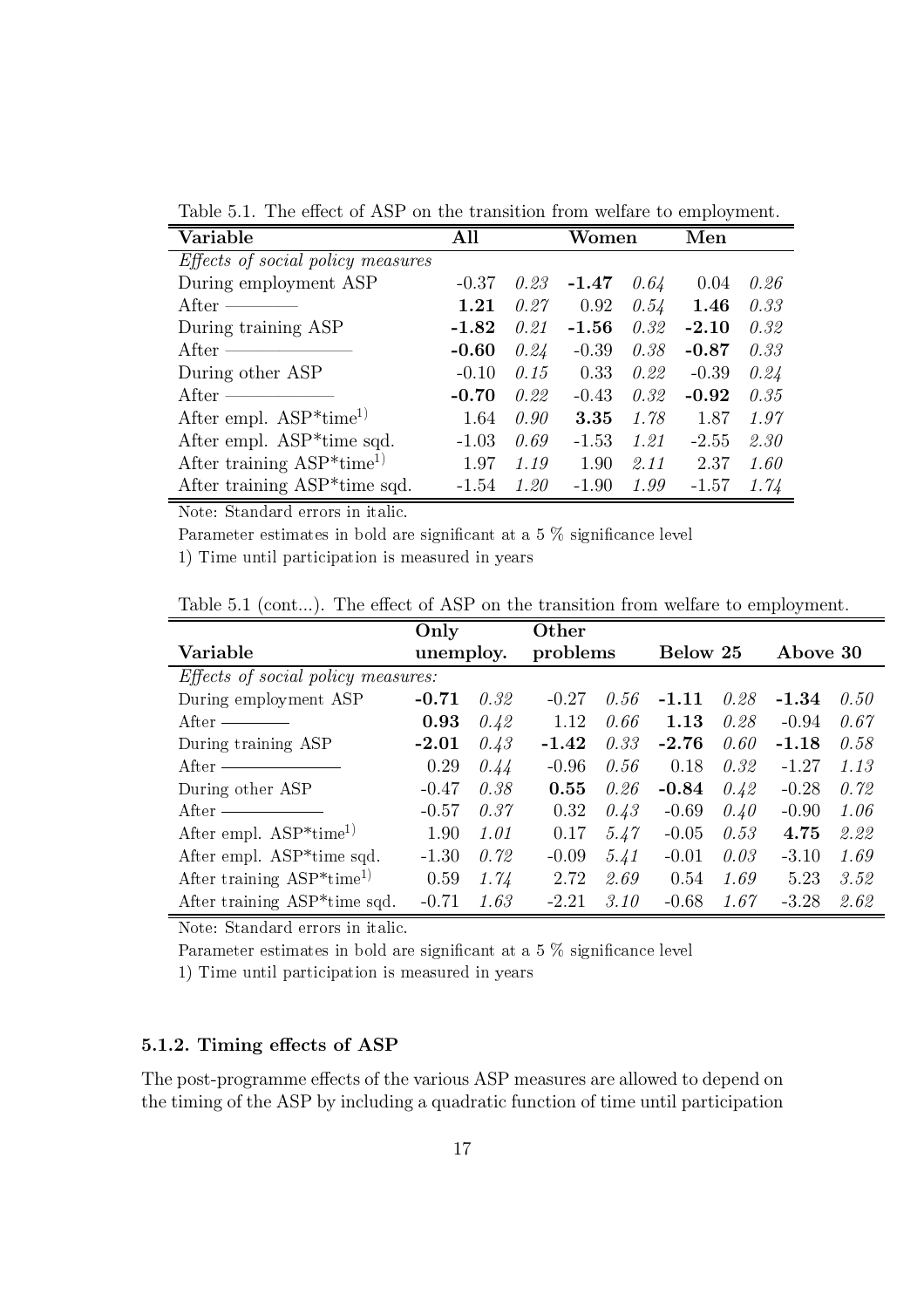Table 5.1. The effect of ASP on the transition from welfare to employment.

| Variable | All | | Women | | Men | |
|---|---|---|---|---|---|---|
| *Effects of social policy measures* | | | | | | |
| During employment ASP | -0.37 | *0.23* | **-1.47** | *0.64* | 0.04 | *0.26* |
| After ———— | **1.21** | *0.27* | 0.92 | *0.54* | **1.46** | *0.33* |
| During training ASP | **-1.82** | *0.21* | **-1.56** | *0.32* | **-2.10** | *0.32* |
| After ———— | **-0.60** | *0.24* | -0.39 | *0.38* | **-0.87** | *0.33* |
| During other ASP | -0.10 | *0.15* | 0.33 | *0.22* | -0.39 | *0.24* |
| After ———— | **-0.70** | *0.22* | -0.43 | *0.32* | **-0.92** | *0.35* |
| After empl. ASP*time[1)] | 1.64 | *0.90* | **3.35** | *1.78* | 1.87 | *1.97* |
| After empl. ASP*time sqd. | -1.03 | *0.69* | -1.53 | *1.21* | -2.55 | *2.30* |
| After training ASP*time[1)] | 1.97 | *1.19* | 1.90 | *2.11* | 2.37 | *1.60* |
| After training ASP*time sqd. | -1.54 | *1.20* | -1.90 | *1.99* | -1.57 | *1.74* |

Note: Standard errors in italic.

Parameter estimates in bold are significant at a 5 % significance level

1) Time until participation is measured in years

Table 5.1 (cont...). The effect of ASP on the transition from welfare to employment.

| Variable | Only unemploy. | | Other problems | | Below 25 | | Above 30 | |
|---|---|---|---|---|---|---|---|---|
| *Effects of social policy measures:* | | | | | | | | |
| During employment ASP | **-0.71** | *0.32* | -0.27 | *0.56* | **-1.11** | *0.28* | **-1.34** | *0.50* |
| After ———— | **0.93** | *0.42* | 1.12 | *0.66* | **1.13** | *0.28* | -0.94 | *0.67* |
| During training ASP | **-2.01** | *0.43* | **-1.42** | *0.33* | **-2.76** | *0.60* | **-1.18** | *0.58* |
| After ———— | 0.29 | *0.44* | -0.96 | *0.56* | 0.18 | *0.32* | -1.27 | *1.13* |
| During other ASP | -0.47 | *0.38* | **0.55** | *0.26* | **-0.84** | *0.42* | -0.28 | *0.72* |
| After ———— | -0.57 | *0.37* | 0.32 | *0.43* | -0.69 | *0.40* | -0.90 | *1.06* |
| After empl. ASP*time[1)] | 1.90 | *1.01* | 0.17 | *5.47* | -0.05 | *0.53* | **4.75** | *2.22* |
| After empl. ASP*time sqd. | -1.30 | *0.72* | -0.09 | *5.41* | -0.01 | *0.03* | -3.10 | *1.69* |
| After training ASP*time[1)] | 0.59 | *1.74* | 2.72 | *2.69* | 0.54 | *1.69* | 5.23 | *3.52* |
| After training ASP*time sqd. | -0.71 | *1.63* | -2.21 | *3.10* | -0.68 | *1.67* | -3.28 | *2.62* |

Note: Standard errors in italic.

Parameter estimates in bold are significant at a 5 % significance level

1) Time until participation is measured in years

### 5.1.2. Timing effects of ASP

The post-programme effects of the various ASP measures are allowed to depend on the timing of the ASP by including a quadratic function of time until participation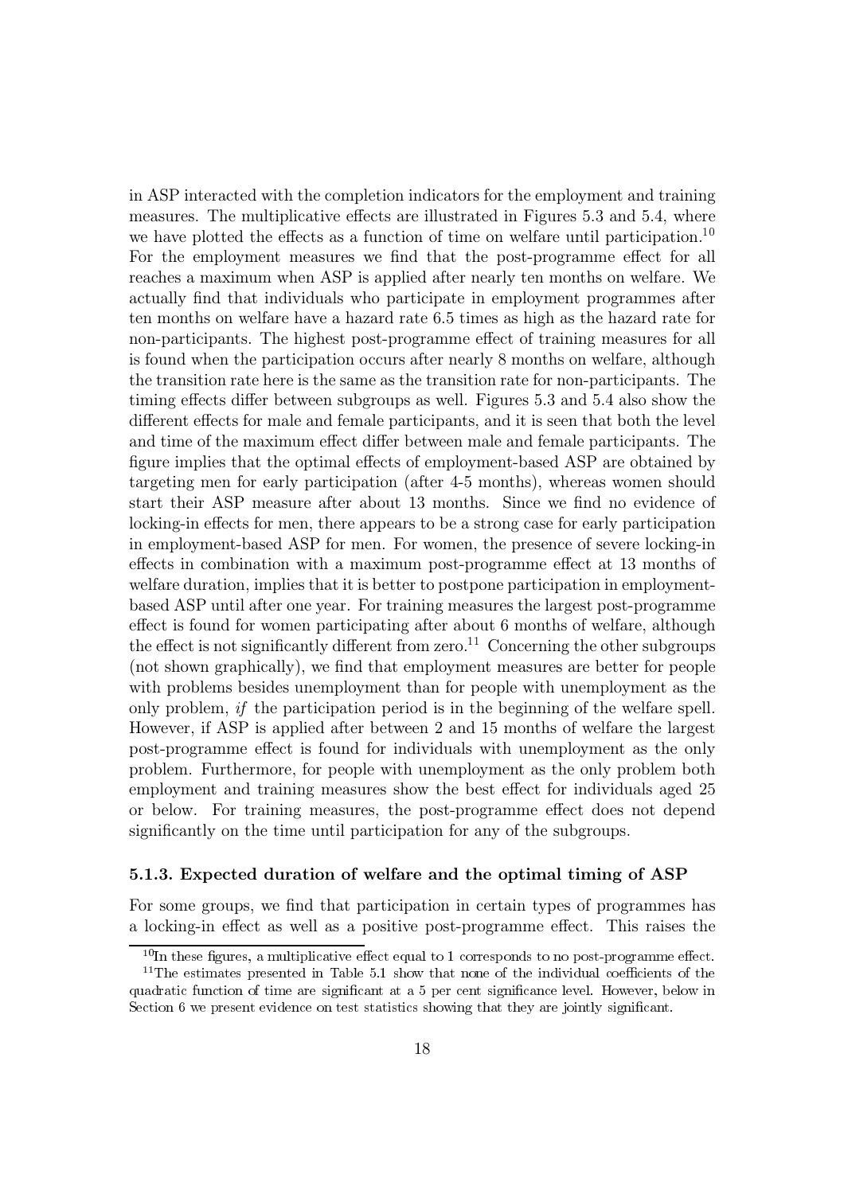in ASP interacted with the completion indicators for the employment and training measures. The multiplicative effects are illustrated in Figures 5.3 and 5.4, where we have plotted the effects as a function of time on welfare until participation.[10] For the employment measures we find that the post-programme effect for all reaches a maximum when ASP is applied after nearly ten months on welfare. We actually find that individuals who participate in employment programmes after ten months on welfare have a hazard rate 6.5 times as high as the hazard rate for non-participants. The highest post-programme effect of training measures for all is found when the participation occurs after nearly 8 months on welfare, although the transition rate here is the same as the transition rate for non-participants. The timing effects differ between subgroups as well. Figures 5.3 and 5.4 also show the different effects for male and female participants, and it is seen that both the level and time of the maximum effect differ between male and female participants. The figure implies that the optimal effects of employment-based ASP are obtained by targeting men for early participation (after 4-5 months), whereas women should start their ASP measure after about 13 months. Since we find no evidence of locking-in effects for men, there appears to be a strong case for early participation in employment-based ASP for men. For women, the presence of severe locking-in effects in combination with a maximum post-programme effect at 13 months of welfare duration, implies that it is better to postpone participation in employment-based ASP until after one year. For training measures the largest post-programme effect is found for women participating after about 6 months of welfare, although the effect is not significantly different from zero.[11] Concerning the other subgroups (not shown graphically), we find that employment measures are better for people with problems besides unemployment than for people with unemployment as the only problem, *if* the participation period is in the beginning of the welfare spell. However, if ASP is applied after between 2 and 15 months of welfare the largest post-programme effect is found for individuals with unemployment as the only problem. Furthermore, for people with unemployment as the only problem both employment and training measures show the best effect for individuals aged 25 or below. For training measures, the post-programme effect does not depend significantly on the time until participation for any of the subgroups.

### 5.1.3. Expected duration of welfare and the optimal timing of ASP

For some groups, we find that participation in certain types of programmes has a locking-in effect as well as a positive post-programme effect. This raises the

[10] In these figures, a multiplicative effect equal to 1 corresponds to no post-programme effect.

[11] The estimates presented in Table 5.1 show that none of the individual coefficients of the quadratic function of time are significant at a 5 per cent significance level. However, below in Section 6 we present evidence on test statistics showing that they are jointly significant.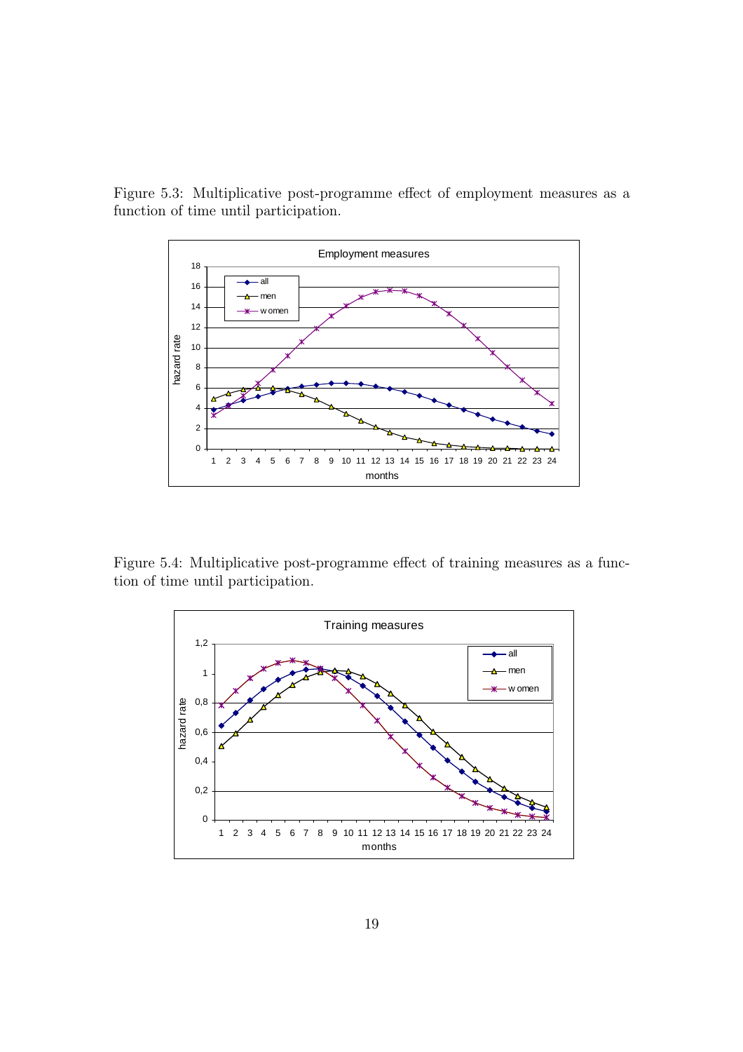Figure 5.3: Multiplicative post-programme effect of employment measures as a function of time until participation.

Figure 5.4: Multiplicative post-programme effect of training measures as a function of time until participation.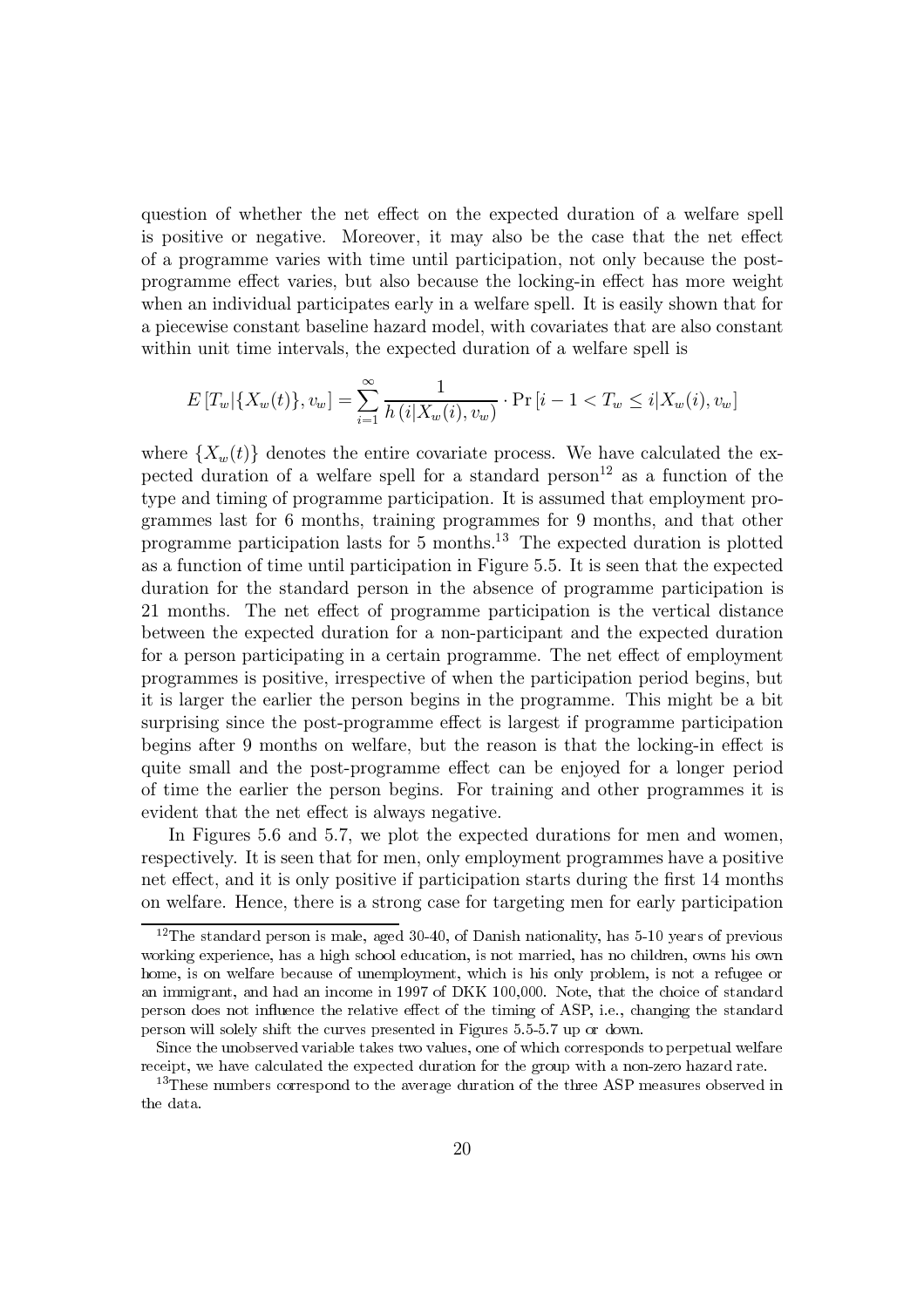question of whether the net effect on the expected duration of a welfare spell is positive or negative. Moreover, it may also be the case that the net effect of a programme varies with time until participation, not only because the post-programme effect varies, but also because the locking-in effect has more weight when an individual participates early in a welfare spell. It is easily shown that for a piecewise constant baseline hazard model, with covariates that are also constant within unit time intervals, the expected duration of a welfare spell is

$$E\left[T_w|\{X_w(t)\}, v_w\right] = \sum_{i=1}^{\infty} \frac{1}{h\left(i|X_w(i), v_w\right)} \cdot \Pr\left[i-1 < T_w \leq i|X_w(i), v_w\right]$$

where $\{X_w(t)\}$ denotes the entire covariate process. We have calculated the expected duration of a welfare spell for a standard person[12] as a function of the type and timing of programme participation. It is assumed that employment programmes last for 6 months, training programmes for 9 months, and that other programme participation lasts for 5 months.[13] The expected duration is plotted as a function of time until participation in Figure 5.5. It is seen that the expected duration for the standard person in the absence of programme participation is 21 months. The net effect of programme participation is the vertical distance between the expected duration for a non-participant and the expected duration for a person participating in a certain programme. The net effect of employment programmes is positive, irrespective of when the participation period begins, but it is larger the earlier the person begins in the programme. This might be a bit surprising since the post-programme effect is largest if programme participation begins after 9 months on welfare, but the reason is that the locking-in effect is quite small and the post-programme effect can be enjoyed for a longer period of time the earlier the person begins. For training and other programmes it is evident that the net effect is always negative.

In Figures 5.6 and 5.7, we plot the expected durations for men and women, respectively. It is seen that for men, only employment programmes have a positive net effect, and it is only positive if participation starts during the first 14 months on welfare. Hence, there is a strong case for targeting men for early participation

---

[12] The standard person is male, aged 30-40, of Danish nationality, has 5-10 years of previous working experience, has a high school education, is not married, has no children, owns his own home, is on welfare because of unemployment, which is his only problem, is not a refugee or an immigrant, and had an income in 1997 of DKK 100,000. Note, that the choice of standard person does not influence the relative effect of the timing of ASP, i.e., changing the standard person will solely shift the curves presented in Figures 5.5-5.7 up or down.

Since the unobserved variable takes two values, one of which corresponds to perpetual welfare receipt, we have calculated the expected duration for the group with a non-zero hazard rate.

[13] These numbers correspond to the average duration of the three ASP measures observed in the data.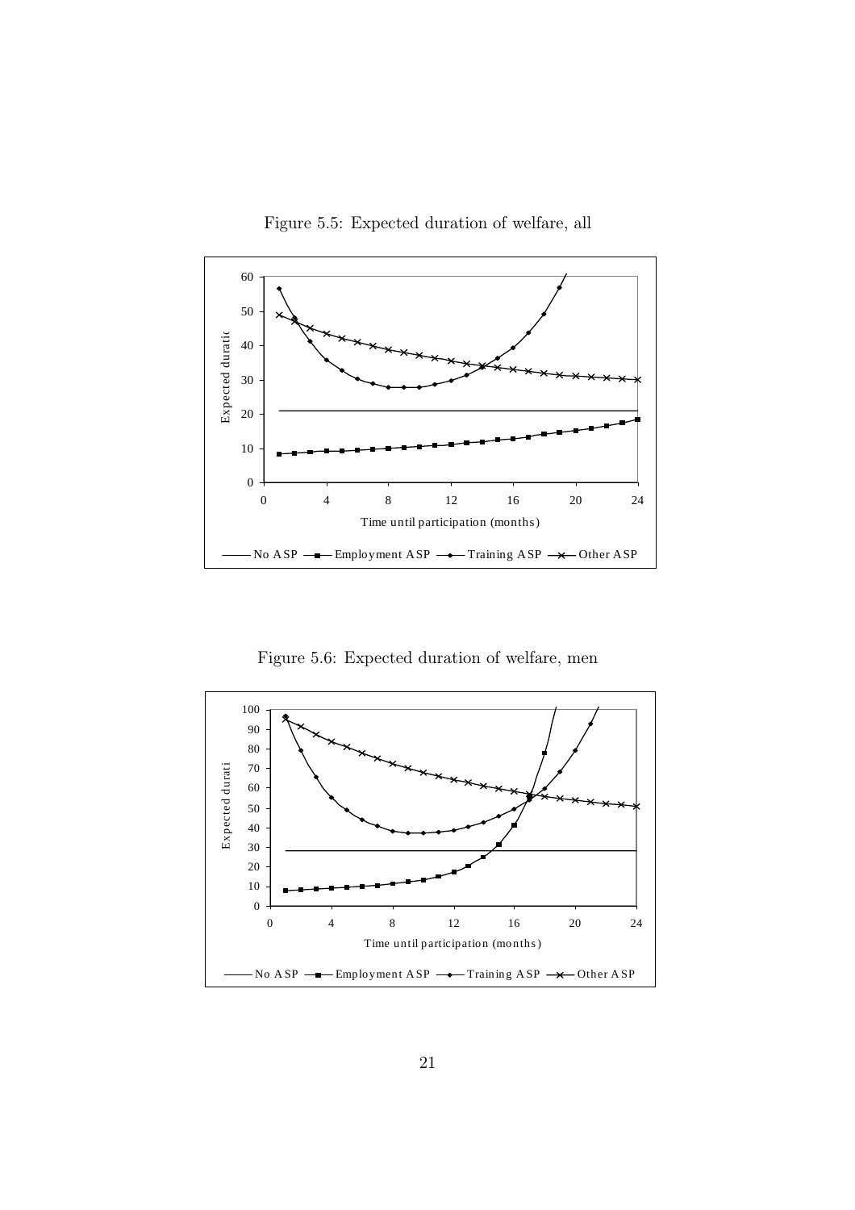Figure 5.5: Expected duration of welfare, all

Figure 5.6: Expected duration of welfare, men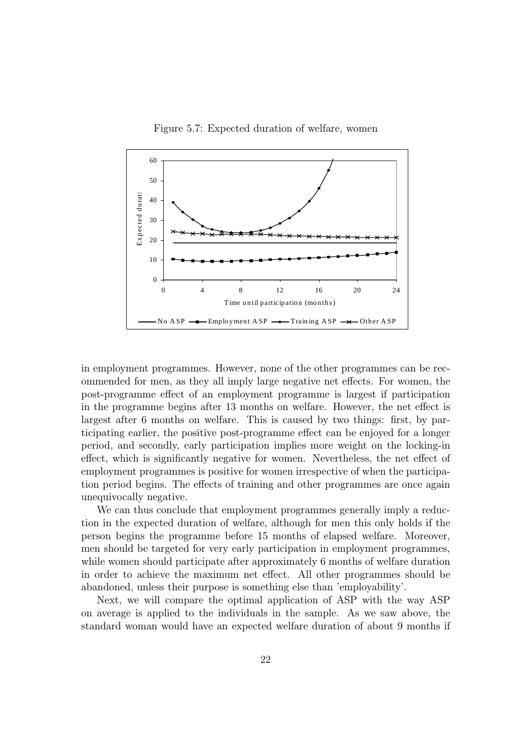Figure 5.7: Expected duration of welfare, women

in employment programmes. However, none of the other programmes can be recommended for men, as they all imply large negative net effects. For women, the post-programme effect of an employment programme is largest if participation in the programme begins after 13 months on welfare. However, the net effect is largest after 6 months on welfare. This is caused by two things: first, by participating earlier, the positive post-programme effect can be enjoyed for a longer period, and secondly, early participation implies more weight on the locking-in effect, which is significantly negative for women. Nevertheless, the net effect of employment programmes is positive for women irrespective of when the participation period begins. The effects of training and other programmes are once again unequivocally negative.

We can thus conclude that employment programmes generally imply a reduction in the expected duration of welfare, although for men this only holds if the person begins the programme before 15 months of elapsed welfare. Moreover, men should be targeted for very early participation in employment programmes, while women should participate after approximately 6 months of welfare duration in order to achieve the maximum net effect. All other programmes should be abandoned, unless their purpose is something else than 'employability'.

Next, we will compare the optimal application of ASP with the way ASP on average is applied to the individuals in the sample. As we saw above, the standard woman would have an expected welfare duration of about 9 months if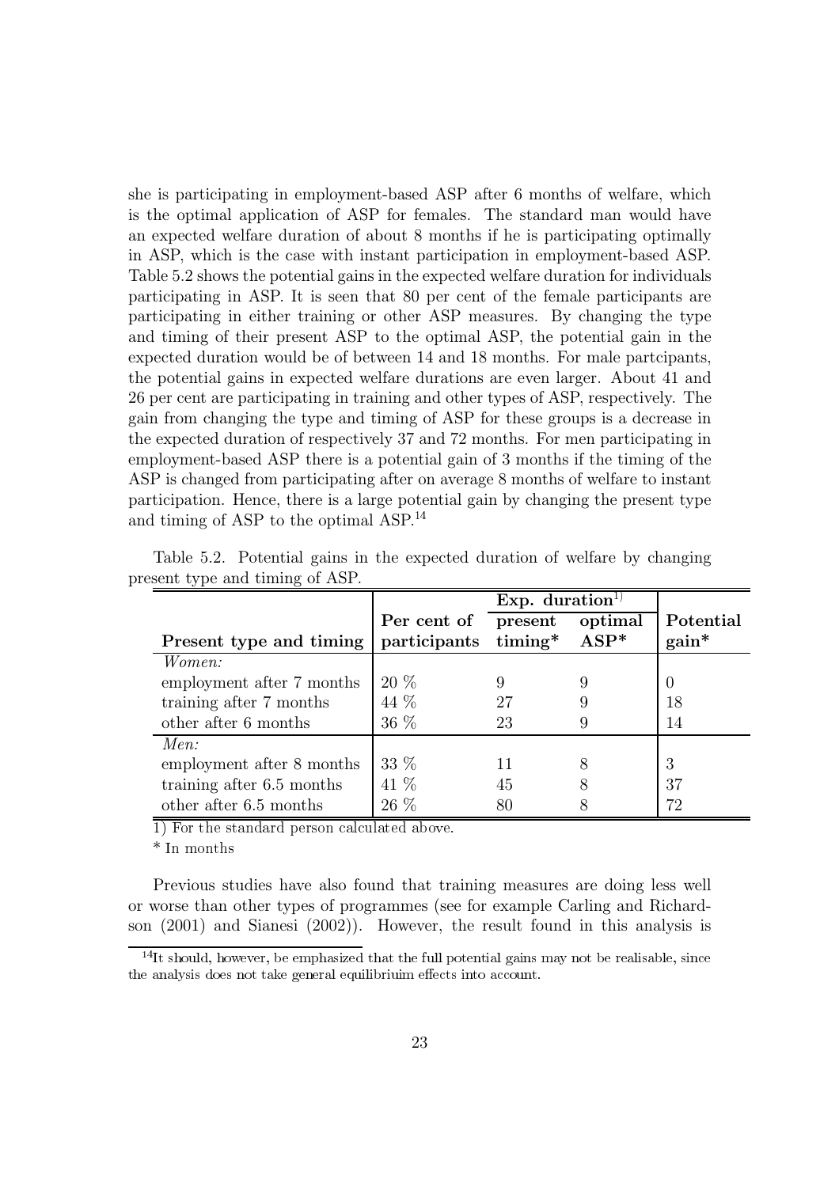she is participating in employment-based ASP after 6 months of welfare, which is the optimal application of ASP for females. The standard man would have an expected welfare duration of about 8 months if he is participating optimally in ASP, which is the case with instant participation in employment-based ASP. Table 5.2 shows the potential gains in the expected welfare duration for individuals participating in ASP. It is seen that 80 per cent of the female participants are participating in either training or other ASP measures. By changing the type and timing of their present ASP to the optimal ASP, the potential gain in the expected duration would be of between 14 and 18 months. For male partcipants, the potential gains in expected welfare durations are even larger. About 41 and 26 per cent are participating in training and other types of ASP, respectively. The gain from changing the type and timing of ASP for these groups is a decrease in the expected duration of respectively 37 and 72 months. For men participating in employment-based ASP there is a potential gain of 3 months if the timing of the ASP is changed from participating after on average 8 months of welfare to instant participation. Hence, there is a large potential gain by changing the present type and timing of ASP to the optimal ASP.[14]

Table 5.2. Potential gains in the expected duration of welfare by changing present type and timing of ASP.

| | | **Exp. duration**[1)] | | |
|---|---|---|---|---|
| **Present type and timing** | **Per cent of participants** | **present timing*** | **optimal ASP*** | **Potential gain*** |
| *Women:* | | | | |
| employment after 7 months | 20 % | 9 | 9 | 0 |
| training after 7 months | 44 % | 27 | 9 | 18 |
| other after 6 months | 36 % | 23 | 9 | 14 |
| *Men:* | | | | |
| employment after 8 months | 33 % | 11 | 8 | 3 |
| training after 6.5 months | 41 % | 45 | 8 | 37 |
| other after 6.5 months | 26 % | 80 | 8 | 72 |

1) For the standard person calculated above.

* In months

Previous studies have also found that training measures are doing less well or worse than other types of programmes (see for example Carling and Richardson (2001) and Sianesi (2002)). However, the result found in this analysis is

[14] It should, however, be emphasized that the full potential gains may not be realisable, since the analysis does not take general equilibriuim effects into account.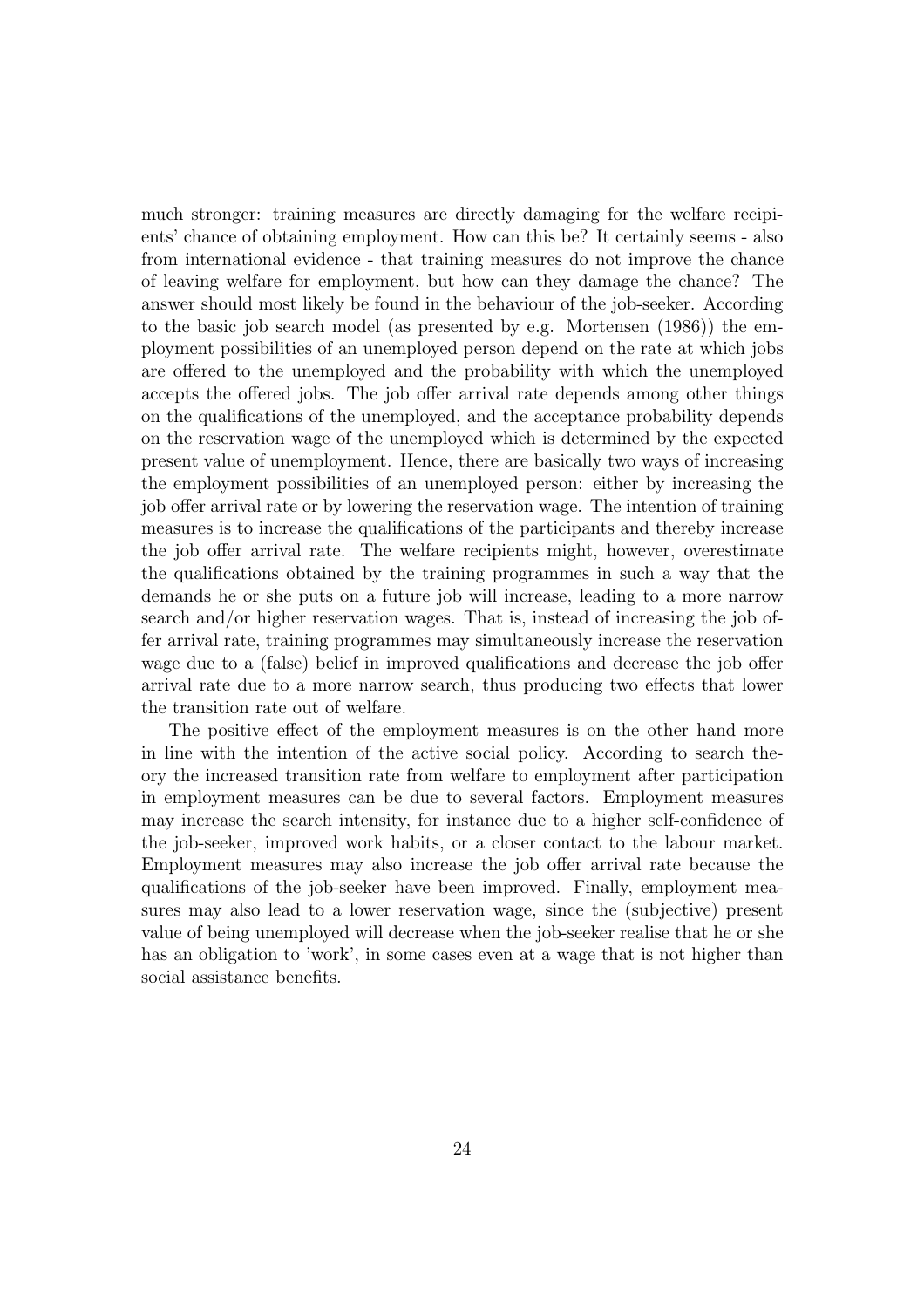much stronger: training measures are directly damaging for the welfare recipients' chance of obtaining employment. How can this be? It certainly seems - also from international evidence - that training measures do not improve the chance of leaving welfare for employment, but how can they damage the chance? The answer should most likely be found in the behaviour of the job-seeker. According to the basic job search model (as presented by e.g. Mortensen (1986)) the employment possibilities of an unemployed person depend on the rate at which jobs are offered to the unemployed and the probability with which the unemployed accepts the offered jobs. The job offer arrival rate depends among other things on the qualifications of the unemployed, and the acceptance probability depends on the reservation wage of the unemployed which is determined by the expected present value of unemployment. Hence, there are basically two ways of increasing the employment possibilities of an unemployed person: either by increasing the job offer arrival rate or by lowering the reservation wage. The intention of training measures is to increase the qualifications of the participants and thereby increase the job offer arrival rate. The welfare recipients might, however, overestimate the qualifications obtained by the training programmes in such a way that the demands he or she puts on a future job will increase, leading to a more narrow search and/or higher reservation wages. That is, instead of increasing the job offer arrival rate, training programmes may simultaneously increase the reservation wage due to a (false) belief in improved qualifications and decrease the job offer arrival rate due to a more narrow search, thus producing two effects that lower the transition rate out of welfare.

The positive effect of the employment measures is on the other hand more in line with the intention of the active social policy. According to search theory the increased transition rate from welfare to employment after participation in employment measures can be due to several factors. Employment measures may increase the search intensity, for instance due to a higher self-confidence of the job-seeker, improved work habits, or a closer contact to the labour market. Employment measures may also increase the job offer arrival rate because the qualifications of the job-seeker have been improved. Finally, employment measures may also lead to a lower reservation wage, since the (subjective) present value of being unemployed will decrease when the job-seeker realise that he or she has an obligation to 'work', in some cases even at a wage that is not higher than social assistance benefits.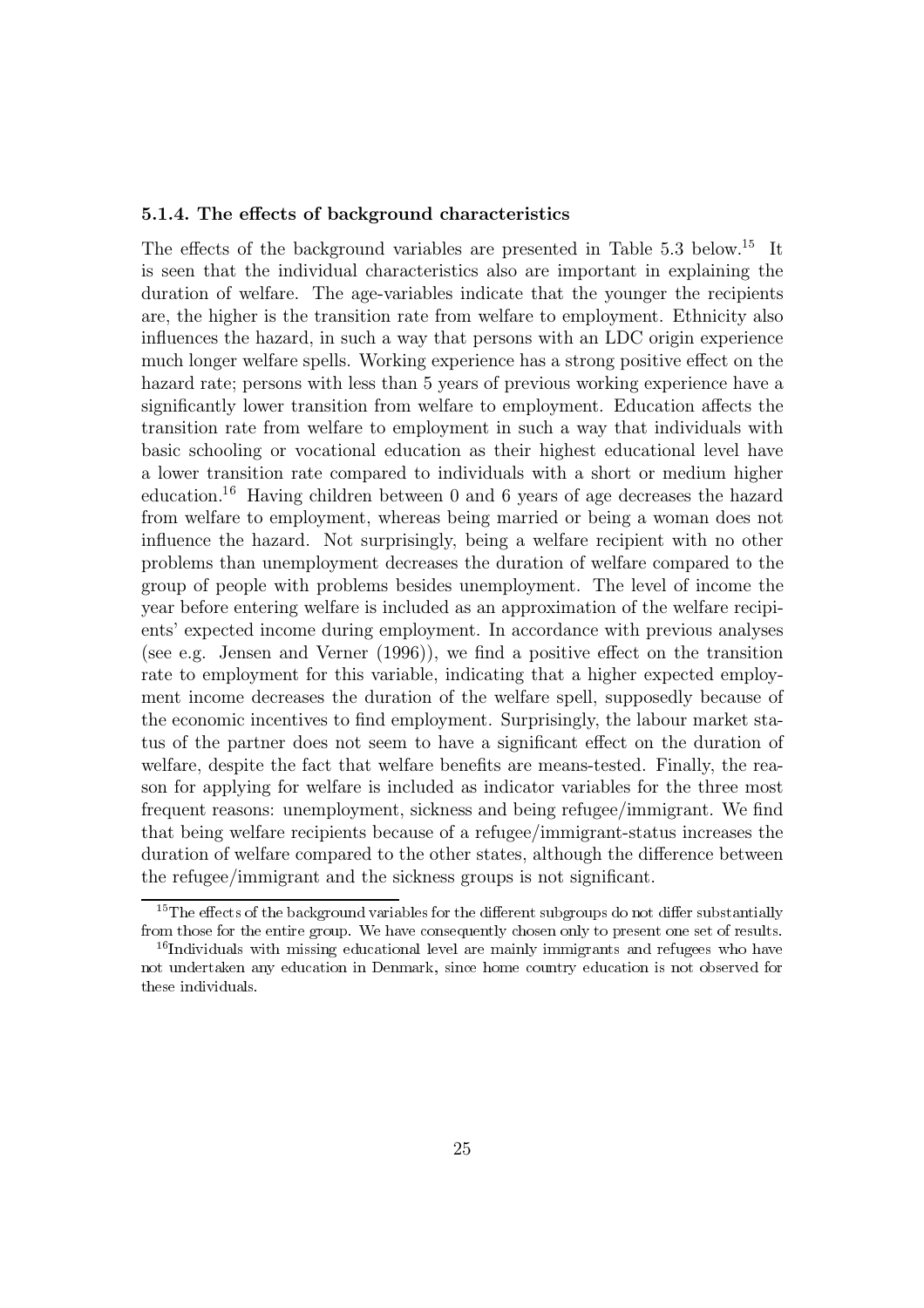#### 5.1.4. The effects of background characteristics

The effects of the background variables are presented in Table 5.3 below.[15] It is seen that the individual characteristics also are important in explaining the duration of welfare. The age-variables indicate that the younger the recipients are, the higher is the transition rate from welfare to employment. Ethnicity also influences the hazard, in such a way that persons with an LDC origin experience much longer welfare spells. Working experience has a strong positive effect on the hazard rate; persons with less than 5 years of previous working experience have a significantly lower transition from welfare to employment. Education affects the transition rate from welfare to employment in such a way that individuals with basic schooling or vocational education as their highest educational level have a lower transition rate compared to individuals with a short or medium higher education.[16] Having children between 0 and 6 years of age decreases the hazard from welfare to employment, whereas being married or being a woman does not influence the hazard. Not surprisingly, being a welfare recipient with no other problems than unemployment decreases the duration of welfare compared to the group of people with problems besides unemployment. The level of income the year before entering welfare is included as an approximation of the welfare recipients' expected income during employment. In accordance with previous analyses (see e.g. Jensen and Verner (1996)), we find a positive effect on the transition rate to employment for this variable, indicating that a higher expected employment income decreases the duration of the welfare spell, supposedly because of the economic incentives to find employment. Surprisingly, the labour market status of the partner does not seem to have a significant effect on the duration of welfare, despite the fact that welfare benefits are means-tested. Finally, the reason for applying for welfare is included as indicator variables for the three most frequent reasons: unemployment, sickness and being refugee/immigrant. We find that being welfare recipients because of a refugee/immigrant-status increases the duration of welfare compared to the other states, although the difference between the refugee/immigrant and the sickness groups is not significant.

[15] The effects of the background variables for the different subgroups do not differ substantially from those for the entire group. We have consequently chosen only to present one set of results.

[16] Individuals with missing educational level are mainly immigrants and refugees who have not undertaken any education in Denmark, since home country education is not observed for these individuals.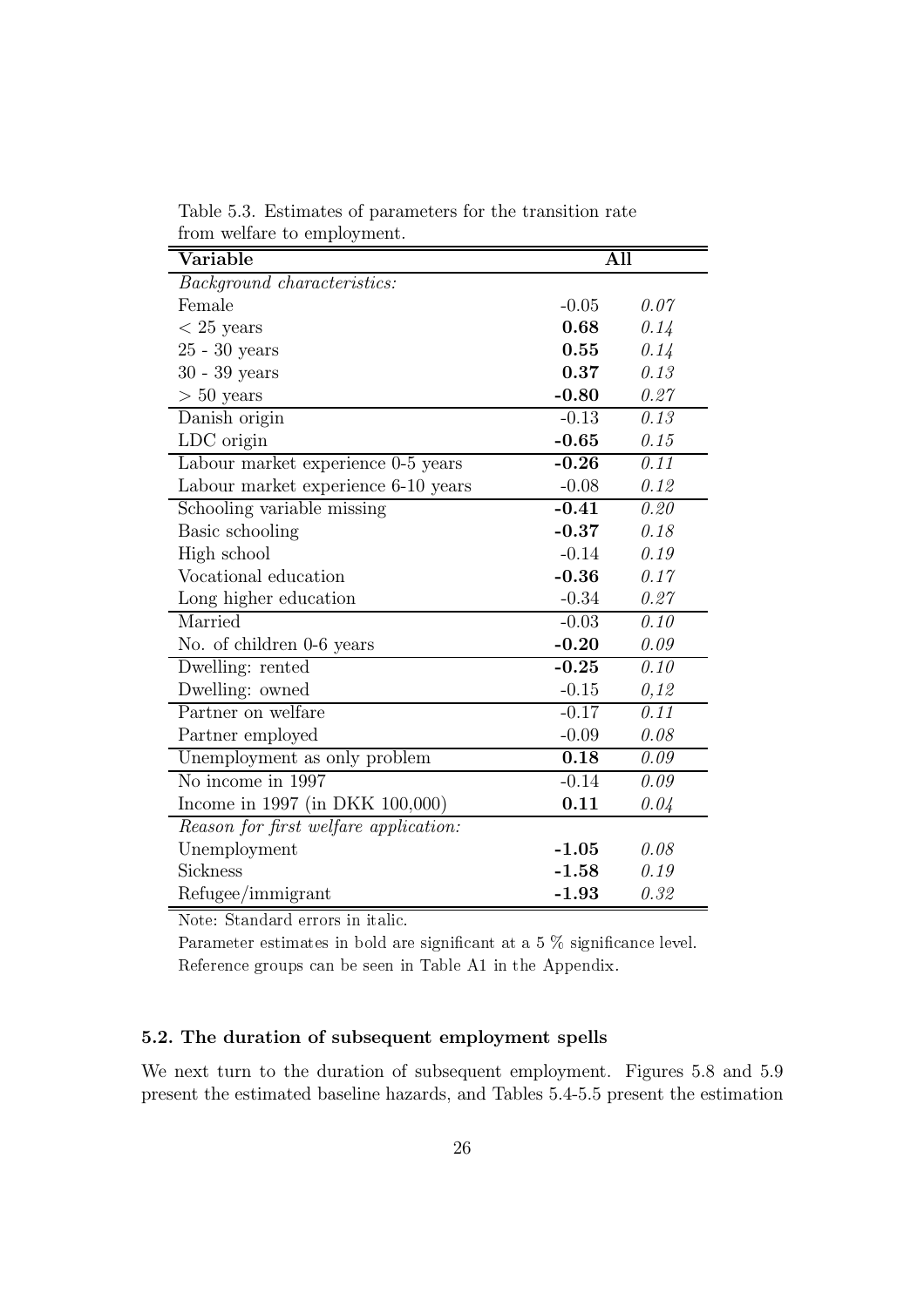Table 5.3. Estimates of parameters for the transition rate from welfare to employment.

| Variable | All | |
|---|---|---|
| *Background characteristics:* | | |
| Female | -0.05 | *0.07* |
| < 25 years | **0.68** | *0.14* |
| 25 - 30 years | **0.55** | *0.14* |
| 30 - 39 years | **0.37** | *0.13* |
| > 50 years | **-0.80** | *0.27* |
| Danish origin | -0.13 | *0.13* |
| LDC origin | **-0.65** | *0.15* |
| Labour market experience 0-5 years | **-0.26** | *0.11* |
| Labour market experience 6-10 years | -0.08 | *0.12* |
| Schooling variable missing | **-0.41** | *0.20* |
| Basic schooling | **-0.37** | *0.18* |
| High school | -0.14 | *0.19* |
| Vocational education | **-0.36** | *0.17* |
| Long higher education | -0.34 | *0.27* |
| Married | -0.03 | *0.10* |
| No. of children 0-6 years | **-0.20** | *0.09* |
| Dwelling: rented | **-0.25** | *0.10* |
| Dwelling: owned | -0.15 | *0,12* |
| Partner on welfare | -0.17 | *0.11* |
| Partner employed | -0.09 | *0.08* |
| Unemployment as only problem | **0.18** | *0.09* |
| No income in 1997 | -0.14 | *0.09* |
| Income in 1997 (in DKK 100,000) | **0.11** | *0.04* |
| *Reason for first welfare application:* | | |
| Unemployment | **-1.05** | *0.08* |
| Sickness | **-1.58** | *0.19* |
| Refugee/immigrant | **-1.93** | *0.32* |

Note: Standard errors in italic.
Parameter estimates in bold are significant at a 5 % significance level.
Reference groups can be seen in Table A1 in the Appendix.

### 5.2. The duration of subsequent employment spells

We next turn to the duration of subsequent employment. Figures 5.8 and 5.9 present the estimated baseline hazards, and Tables 5.4-5.5 present the estimation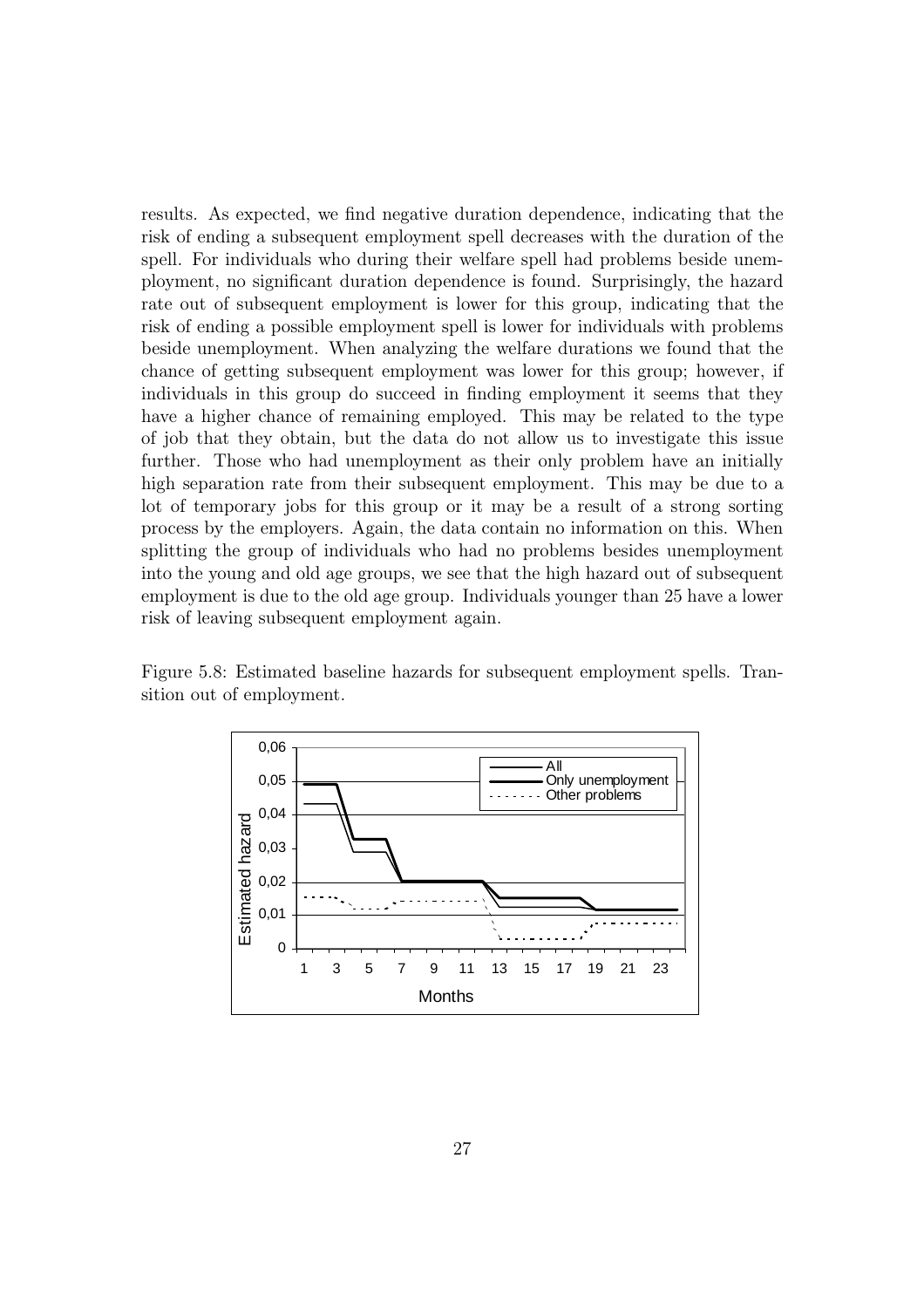results. As expected, we find negative duration dependence, indicating that the risk of ending a subsequent employment spell decreases with the duration of the spell. For individuals who during their welfare spell had problems beside unemployment, no significant duration dependence is found. Surprisingly, the hazard rate out of subsequent employment is lower for this group, indicating that the risk of ending a possible employment spell is lower for individuals with problems beside unemployment. When analyzing the welfare durations we found that the chance of getting subsequent employment was lower for this group; however, if individuals in this group do succeed in finding employment it seems that they have a higher chance of remaining employed. This may be related to the type of job that they obtain, but the data do not allow us to investigate this issue further. Those who had unemployment as their only problem have an initially high separation rate from their subsequent employment. This may be due to a lot of temporary jobs for this group or it may be a result of a strong sorting process by the employers. Again, the data contain no information on this. When splitting the group of individuals who had no problems besides unemployment into the young and old age groups, we see that the high hazard out of subsequent employment is due to the old age group. Individuals younger than 25 have a lower risk of leaving subsequent employment again.

Figure 5.8: Estimated baseline hazards for subsequent employment spells. Transition out of employment.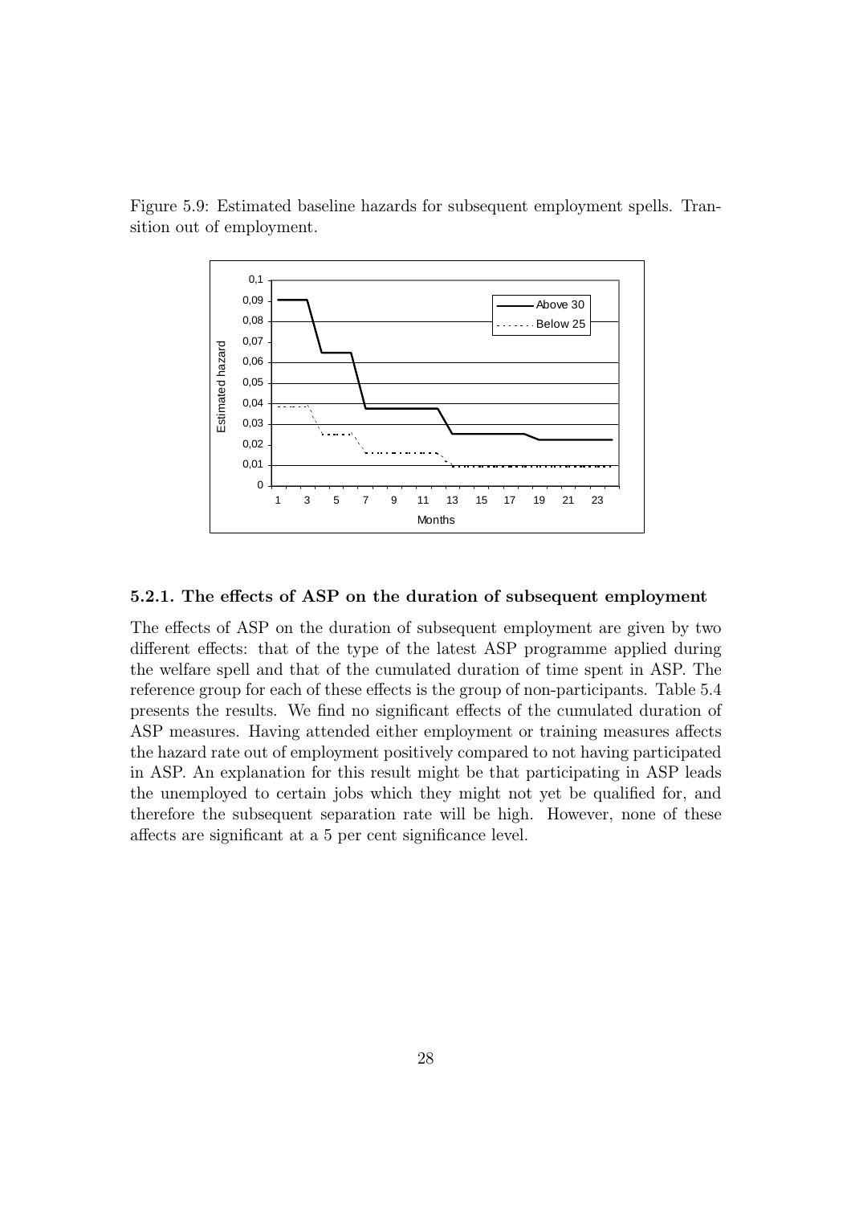Figure 5.9: Estimated baseline hazards for subsequent employment spells. Transition out of employment.

#### 5.2.1. The effects of ASP on the duration of subsequent employment

The effects of ASP on the duration of subsequent employment are given by two different effects: that of the type of the latest ASP programme applied during the welfare spell and that of the cumulated duration of time spent in ASP. The reference group for each of these effects is the group of non-participants. Table 5.4 presents the results. We find no significant effects of the cumulated duration of ASP measures. Having attended either employment or training measures affects the hazard rate out of employment positively compared to not having participated in ASP. An explanation for this result might be that participating in ASP leads the unemployed to certain jobs which they might not yet be qualified for, and therefore the subsequent separation rate will be high. However, none of these affects are significant at a 5 per cent significance level.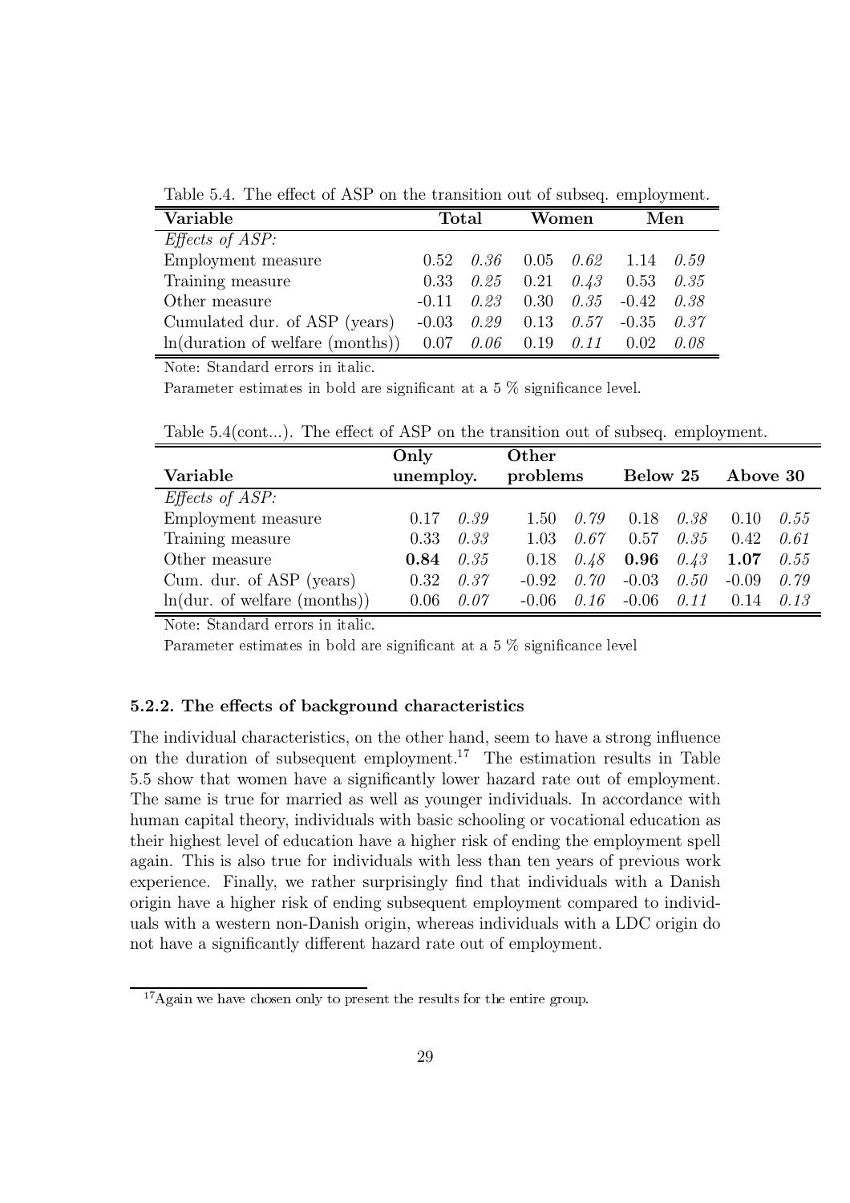Table 5.4. The effect of ASP on the transition out of subseq. employment.

| Variable | Total | | Women | | Men | |
|---|---|---|---|---|---|---|
| *Effects of ASP:* | | | | | | |
| Employment measure | 0.52 | *0.36* | 0.05 | *0.62* | 1.14 | *0.59* |
| Training measure | 0.33 | *0.25* | 0.21 | *0.43* | 0.53 | *0.35* |
| Other measure | -0.11 | *0.23* | 0.30 | *0.35* | -0.42 | *0.38* |
| Cumulated dur. of ASP (years) | -0.03 | *0.29* | 0.13 | *0.57* | -0.35 | *0.37* |
| ln(duration of welfare (months)) | 0.07 | *0.06* | 0.19 | *0.11* | 0.02 | *0.08* |

Note: Standard errors in italic.

Parameter estimates in bold are significant at a 5 % significance level.

Table 5.4(cont...). The effect of ASP on the transition out of subseq. employment.

| Variable | Only unemploy. | | Other problems | | Below 25 | | Above 30 | |
|---|---|---|---|---|---|---|---|---|
| *Effects of ASP:* | | | | | | | | |
| Employment measure | 0.17 | *0.39* | 1.50 | *0.79* | 0.18 | *0.38* | 0.10 | *0.55* |
| Training measure | 0.33 | *0.33* | 1.03 | *0.67* | 0.57 | *0.35* | 0.42 | *0.61* |
| Other measure | **0.84** | *0.35* | 0.18 | *0.48* | **0.96** | *0.43* | **1.07** | *0.55* |
| Cum. dur. of ASP (years) | 0.32 | *0.37* | -0.92 | *0.70* | -0.03 | *0.50* | -0.09 | *0.79* |
| ln(dur. of welfare (months)) | 0.06 | *0.07* | -0.06 | *0.16* | -0.06 | *0.11* | 0.14 | *0.13* |

Note: Standard errors in italic.

Parameter estimates in bold are significant at a 5 % significance level

### 5.2.2. The effects of background characteristics

The individual characteristics, on the other hand, seem to have a strong influence on the duration of subsequent employment.[17] The estimation results in Table 5.5 show that women have a significantly lower hazard rate out of employment. The same is true for married as well as younger individuals. In accordance with human capital theory, individuals with basic schooling or vocational education as their highest level of education have a higher risk of ending the employment spell again. This is also true for individuals with less than ten years of previous work experience. Finally, we rather surprisingly find that individuals with a Danish origin have a higher risk of ending subsequent employment compared to individuals with a western non-Danish origin, whereas individuals with a LDC origin do not have a significantly different hazard rate out of employment.

[17] Again we have chosen only to present the results for the entire group.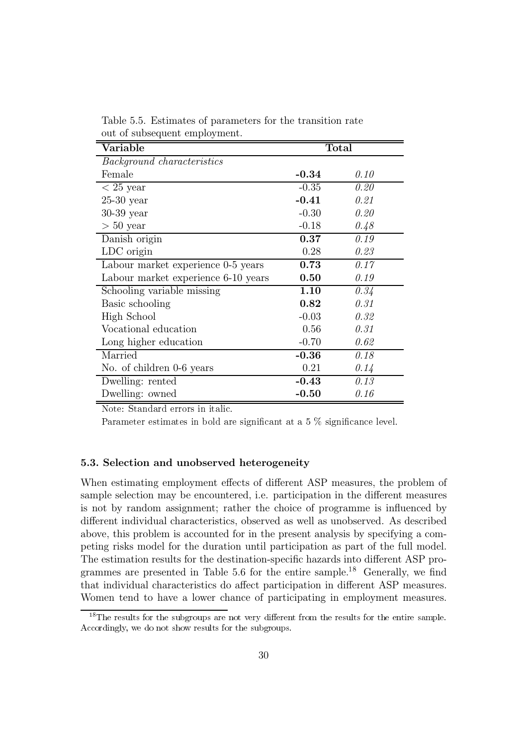Table 5.5. Estimates of parameters for the transition rate out of subsequent employment.

| Variable | Total | |
|---|---|---|
| *Background characteristics* | | |
| Female | **-0.34** | *0.10* |
| $<$ 25 year | -0.35 | *0.20* |
| 25-30 year | **-0.41** | *0.21* |
| 30-39 year | -0.30 | *0.20* |
| $>$ 50 year | -0.18 | *0.48* |
| Danish origin | **0.37** | *0.19* |
| LDC origin | 0.28 | *0.23* |
| Labour market experience 0-5 years | **0.73** | *0.17* |
| Labour market experience 6-10 years | **0.50** | *0.19* |
| Schooling variable missing | **1.10** | *0.34* |
| Basic schooling | **0.82** | *0.31* |
| High School | -0.03 | *0.32* |
| Vocational education | 0.56 | *0.31* |
| Long higher education | -0.70 | *0.62* |
| Married | **-0.36** | *0.18* |
| No. of children 0-6 years | 0.21 | *0.14* |
| Dwelling: rented | **-0.43** | *0.13* |
| Dwelling: owned | **-0.50** | *0.16* |

Note: Standard errors in italic.

Parameter estimates in bold are significant at a 5 % significance level.

### 5.3. Selection and unobserved heterogeneity

When estimating employment effects of different ASP measures, the problem of sample selection may be encountered, i.e. participation in the different measures is not by random assignment; rather the choice of programme is influenced by different individual characteristics, observed as well as unobserved. As described above, this problem is accounted for in the present analysis by specifying a competing risks model for the duration until participation as part of the full model. The estimation results for the destination-specific hazards into different ASP programmes are presented in Table 5.6 for the entire sample.[18] Generally, we find that individual characteristics do affect participation in different ASP measures. Women tend to have a lower chance of participating in employment measures.

[18] The results for the subgroups are not very different from the results for the entire sample. Accordingly, we do not show results for the subgroups.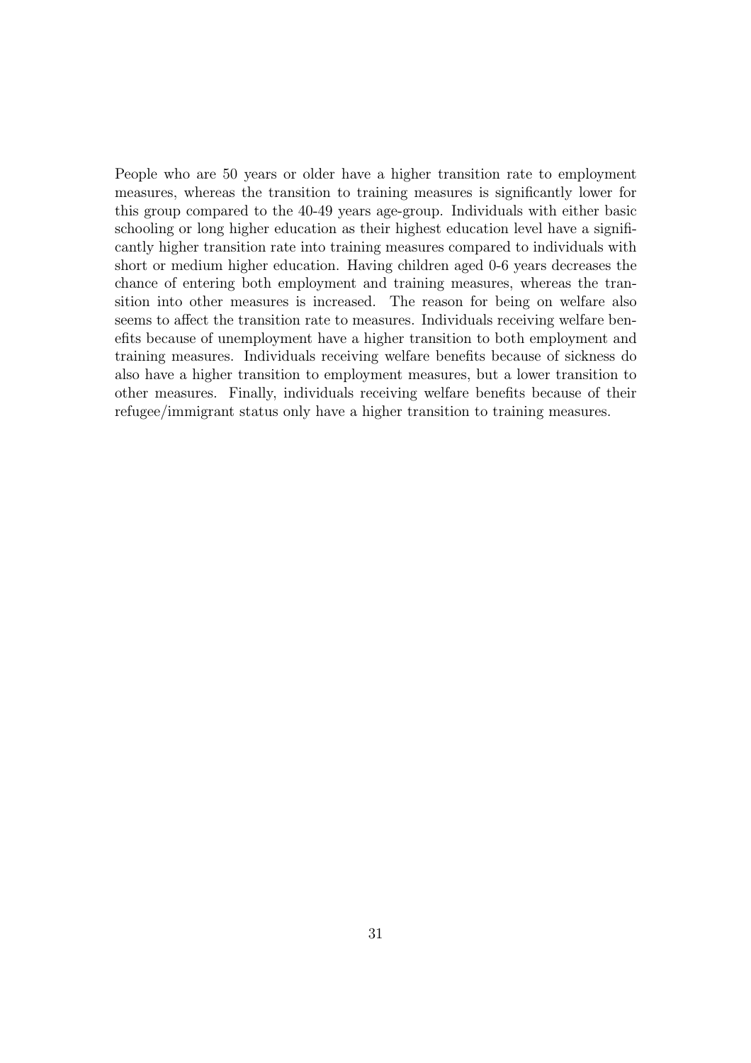People who are 50 years or older have a higher transition rate to employment measures, whereas the transition to training measures is significantly lower for this group compared to the 40-49 years age-group. Individuals with either basic schooling or long higher education as their highest education level have a significantly higher transition rate into training measures compared to individuals with short or medium higher education. Having children aged 0-6 years decreases the chance of entering both employment and training measures, whereas the transition into other measures is increased. The reason for being on welfare also seems to affect the transition rate to measures. Individuals receiving welfare benefits because of unemployment have a higher transition to both employment and training measures. Individuals receiving welfare benefits because of sickness do also have a higher transition to employment measures, but a lower transition to other measures. Finally, individuals receiving welfare benefits because of their refugee/immigrant status only have a higher transition to training measures.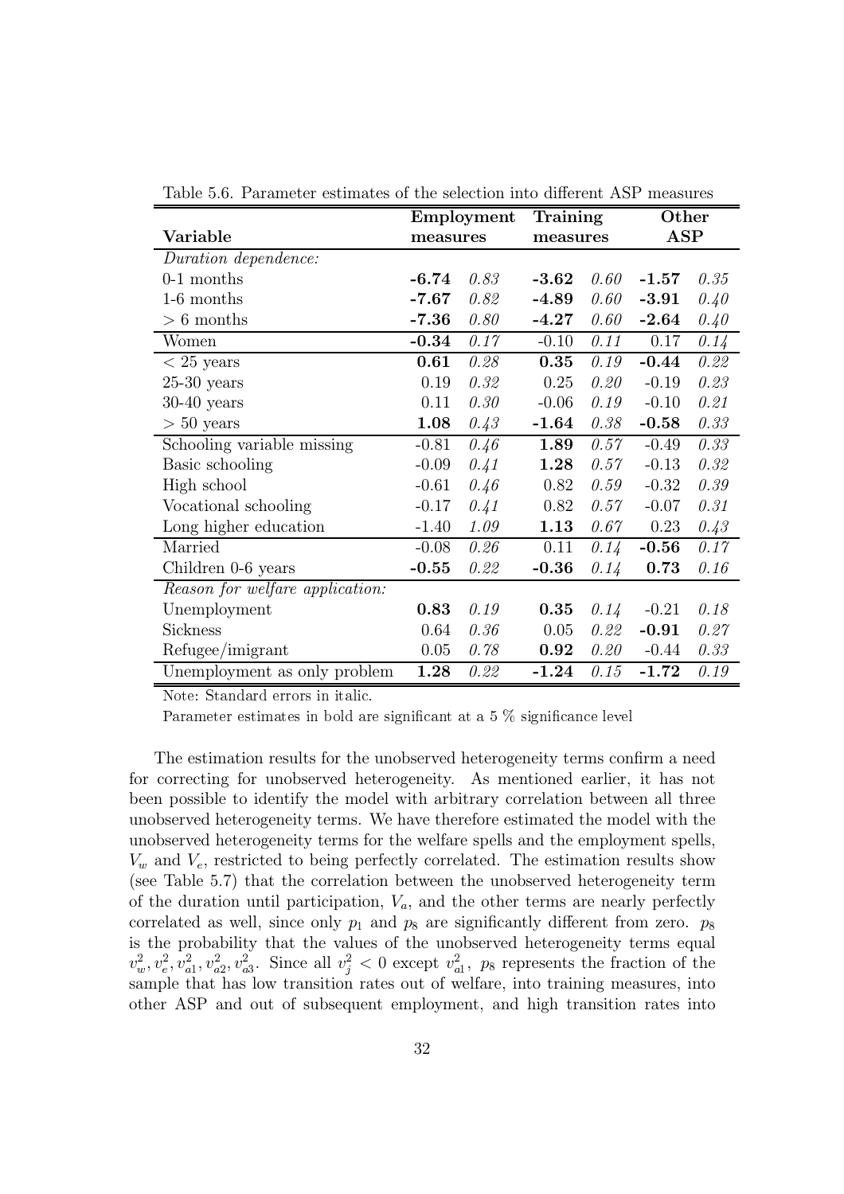Table 5.6. Parameter estimates of the selection into different ASP measures

| Variable | Employment measures | | Training measures | | Other ASP | |
|---|---|---|---|---|---|---|
| *Duration dependence:* | | | | | | |
| 0-1 months | **-6.74** | *0.83* | **-3.62** | *0.60* | **-1.57** | *0.35* |
| 1-6 months | **-7.67** | *0.82* | **-4.89** | *0.60* | **-3.91** | *0.40* |
| > 6 months | **-7.36** | *0.80* | **-4.27** | *0.60* | **-2.64** | *0.40* |
| Women | **-0.34** | *0.17* | -0.10 | *0.11* | 0.17 | *0.14* |
| < 25 years | **0.61** | *0.28* | **0.35** | *0.19* | **-0.44** | *0.22* |
| 25-30 years | 0.19 | *0.32* | 0.25 | *0.20* | -0.19 | *0.23* |
| 30-40 years | 0.11 | *0.30* | -0.06 | *0.19* | -0.10 | *0.21* |
| > 50 years | **1.08** | *0.43* | **-1.64** | *0.38* | **-0.58** | *0.33* |
| Schooling variable missing | -0.81 | *0.46* | **1.89** | *0.57* | -0.49 | *0.33* |
| Basic schooling | -0.09 | *0.41* | **1.28** | *0.57* | -0.13 | *0.32* |
| High school | -0.61 | *0.46* | 0.82 | *0.59* | -0.32 | *0.39* |
| Vocational schooling | -0.17 | *0.41* | 0.82 | *0.57* | -0.07 | *0.31* |
| Long higher education | -1.40 | *1.09* | **1.13** | *0.67* | 0.23 | *0.43* |
| Married | -0.08 | *0.26* | 0.11 | *0.14* | **-0.56** | *0.17* |
| Children 0-6 years | **-0.55** | *0.22* | **-0.36** | *0.14* | **0.73** | *0.16* |
| *Reason for welfare application:* | | | | | | |
| Unemployment | **0.83** | *0.19* | **0.35** | *0.14* | -0.21 | *0.18* |
| Sickness | 0.64 | *0.36* | 0.05 | *0.22* | **-0.91** | *0.27* |
| Refugee/imigrant | 0.05 | *0.78* | **0.92** | *0.20* | -0.44 | *0.33* |
| Unemployment as only problem | **1.28** | *0.22* | **-1.24** | *0.15* | **-1.72** | *0.19* |

Note: Standard errors in italic.

Parameter estimates in bold are significant at a 5 % significance level

The estimation results for the unobserved heterogeneity terms confirm a need for correcting for unobserved heterogeneity. As mentioned earlier, it has not been possible to identify the model with arbitrary correlation between all three unobserved heterogeneity terms. We have therefore estimated the model with the unobserved heterogeneity terms for the welfare spells and the employment spells, $V_w$ and $V_e$, restricted to being perfectly correlated. The estimation results show (see Table 5.7) that the correlation between the unobserved heterogeneity term of the duration until participation, $V_a$, and the other terms are nearly perfectly correlated as well, since only $p_1$ and $p_8$ are significantly different from zero. $p_8$ is the probability that the values of the unobserved heterogeneity terms equal $v_w^2, v_e^2, v_{a1}^2, v_{a2}^2, v_{a3}^2$. Since all $v_j^2 < 0$ except $v_{a1}^2$, $p_8$ represents the fraction of the sample that has low transition rates out of welfare, into training measures, into other ASP and out of subsequent employment, and high transition rates into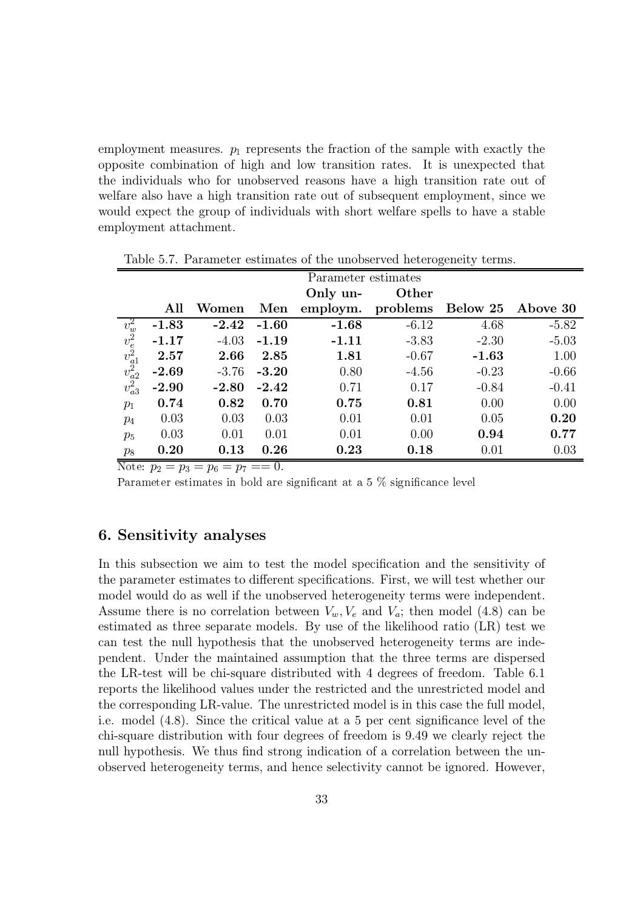employment measures. $p_1$ represents the fraction of the sample with exactly the opposite combination of high and low transition rates. It is unexpected that the individuals who for unobserved reasons have a high transition rate out of welfare also have a high transition rate out of subsequent employment, since we would expect the group of individuals with short welfare spells to have a stable employment attachment.

Table 5.7. Parameter estimates of the unobserved heterogeneity terms.

| | Parameter estimates | | | | | | |
|---|---|---|---|---|---|---|---|
| | **All** | **Women** | **Men** | **Only unemploym.** | **Other problems** | **Below 25** | **Above 30** |
| $v_w^2$ | **-1.83** | **-2.42** | **-1.60** | **-1.68** | -6.12 | 4.68 | -5.82 |
| $v_e^2$ | **-1.17** | -4.03 | **-1.19** | **-1.11** | -3.83 | -2.30 | -5.03 |
| $v_{a1}^2$ | **2.57** | **2.66** | **2.85** | **1.81** | -0.67 | **-1.63** | 1.00 |
| $v_{a2}^2$ | **-2.69** | -3.76 | **-3.20** | 0.80 | -4.56 | -0.23 | -0.66 |
| $v_{a3}^2$ | **-2.90** | **-2.80** | **-2.42** | 0.71 | 0.17 | -0.84 | -0.41 |
| $p_1$ | **0.74** | **0.82** | **0.70** | **0.75** | **0.81** | 0.00 | 0.00 |
| $p_4$ | 0.03 | 0.03 | 0.03 | 0.01 | 0.01 | 0.05 | **0.20** |
| $p_5$ | 0.03 | 0.01 | 0.01 | 0.01 | 0.00 | **0.94** | **0.77** |
| $p_8$ | **0.20** | **0.13** | **0.26** | **0.23** | **0.18** | 0.01 | 0.03 |

Note: $p_2 = p_3 = p_6 = p_7 == 0$.

Parameter estimates in bold are significant at a 5 % significance level

## 6. Sensitivity analyses

In this subsection we aim to test the model specification and the sensitivity of the parameter estimates to different specifications. First, we will test whether our model would do as well if the unobserved heterogeneity terms were independent. Assume there is no correlation between $V_w, V_e$ and $V_a$; then model (4.8) can be estimated as three separate models. By use of the likelihood ratio (LR) test we can test the null hypothesis that the unobserved heterogeneity terms are independent. Under the maintained assumption that the three terms are dispersed the LR-test will be chi-square distributed with 4 degrees of freedom. Table 6.1 reports the likelihood values under the restricted and the unrestricted model and the corresponding LR-value. The unrestricted model is in this case the full model, i.e. model (4.8). Since the critical value at a 5 per cent significance level of the chi-square distribution with four degrees of freedom is 9.49 we clearly reject the null hypothesis. We thus find strong indication of a correlation between the unobserved heterogeneity terms, and hence selectivity cannot be ignored. However,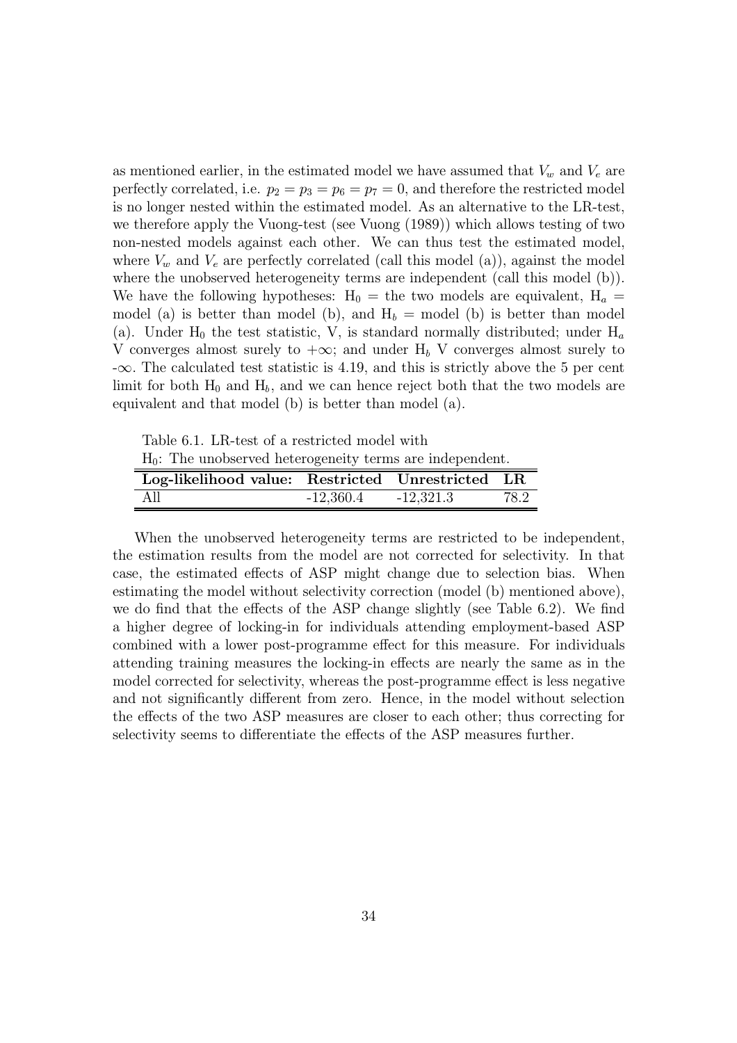as mentioned earlier, in the estimated model we have assumed that $V_w$ and $V_e$ are perfectly correlated, i.e. $p_2 = p_3 = p_6 = p_7 = 0$, and therefore the restricted model is no longer nested within the estimated model. As an alternative to the LR-test, we therefore apply the Vuong-test (see Vuong (1989)) which allows testing of two non-nested models against each other. We can thus test the estimated model, where $V_w$ and $V_e$ are perfectly correlated (call this model (a)), against the model where the unobserved heterogeneity terms are independent (call this model (b)). We have the following hypotheses: $H_0$ = the two models are equivalent, $H_a$ = model (a) is better than model (b), and $H_b$ = model (b) is better than model (a). Under $H_0$ the test statistic, V, is standard normally distributed; under $H_a$ V converges almost surely to $+\infty$; and under $H_b$ V converges almost surely to $-\infty$. The calculated test statistic is 4.19, and this is strictly above the 5 per cent limit for both $H_0$ and $H_b$, and we can hence reject both that the two models are equivalent and that model (b) is better than model (a).

Table 6.1. LR-test of a restricted model with
$H_0$: The unobserved heterogeneity terms are independent.

| **Log-likelihood value:** | **Restricted** | **Unrestricted** | **LR** |
|---|---|---|---|
| All | -12,360.4 | -12,321.3 | 78.2 |

When the unobserved heterogeneity terms are restricted to be independent, the estimation results from the model are not corrected for selectivity. In that case, the estimated effects of ASP might change due to selection bias. When estimating the model without selectivity correction (model (b) mentioned above), we do find that the effects of the ASP change slightly (see Table 6.2). We find a higher degree of locking-in for individuals attending employment-based ASP combined with a lower post-programme effect for this measure. For individuals attending training measures the locking-in effects are nearly the same as in the model corrected for selectivity, whereas the post-programme effect is less negative and not significantly different from zero. Hence, in the model without selection the effects of the two ASP measures are closer to each other; thus correcting for selectivity seems to differentiate the effects of the ASP measures further.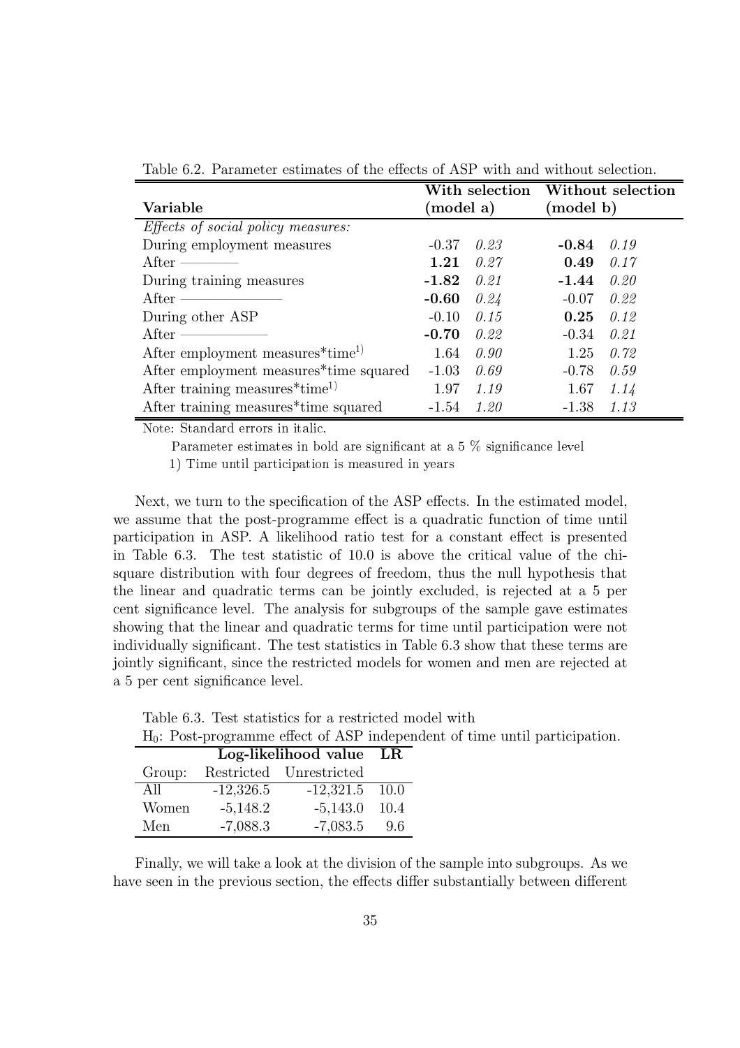Table 6.2. Parameter estimates of the effects of ASP with and without selection.

| Variable | With selection (model a) | | Without selection (model b) | |
|---|---|---|---|---|
| *Effects of social policy measures:* | | | | |
| During employment measures | -0.37 | *0.23* | **-0.84** | *0.19* |
| After ———— | **1.21** | *0.27* | **0.49** | *0.17* |
| During training measures | **-1.82** | *0.21* | **-1.44** | *0.20* |
| After ———————— | **-0.60** | *0.24* | -0.07 | *0.22* |
| During other ASP | -0.10 | *0.15* | **0.25** | *0.12* |
| After —————— | **-0.70** | *0.22* | -0.34 | *0.21* |
| After employment measures*time[1)] | 1.64 | *0.90* | 1.25 | *0.72* |
| After employment measures*time squared | -1.03 | *0.69* | -0.78 | *0.59* |
| After training measures*time[1)] | 1.97 | *1.19* | 1.67 | *1.14* |
| After training measures*time squared | -1.54 | *1.20* | -1.38 | *1.13* |

Note: Standard errors in italic.

Parameter estimates in bold are significant at a 5 % significance level

1) Time until participation is measured in years

Next, we turn to the specification of the ASP effects. In the estimated model, we assume that the post-programme effect is a quadratic function of time until participation in ASP. A likelihood ratio test for a constant effect is presented in Table 6.3. The test statistic of 10.0 is above the critical value of the chi-square distribution with four degrees of freedom, thus the null hypothesis that the linear and quadratic terms can be jointly excluded, is rejected at a 5 per cent significance level. The analysis for subgroups of the sample gave estimates showing that the linear and quadratic terms for time until participation were not individually significant. The test statistics in Table 6.3 show that these terms are jointly significant, since the restricted models for women and men are rejected at a 5 per cent significance level.

Table 6.3. Test statistics for a restricted model with
$H_0$: Post-programme effect of ASP independent of time until participation.

| | Log-likelihood value | | LR |
|---|---|---|---|
| Group: | Restricted | Unrestricted | |
| All | -12,326.5 | -12,321.5 | 10.0 |
| Women | -5,148.2 | -5,143.0 | 10.4 |
| Men | -7,088.3 | -7,083.5 | 9.6 |

Finally, we will take a look at the division of the sample into subgroups. As we have seen in the previous section, the effects differ substantially between different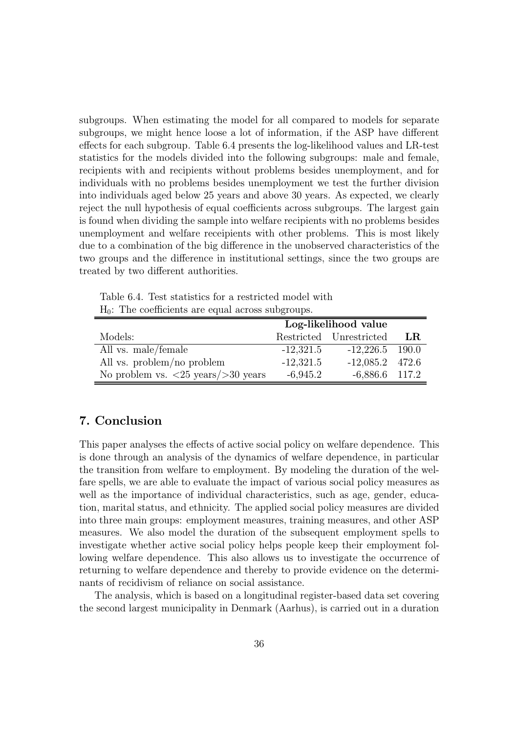subgroups. When estimating the model for all compared to models for separate subgroups, we might hence loose a lot of information, if the ASP have different effects for each subgroup. Table 6.4 presents the log-likelihood values and LR-test statistics for the models divided into the following subgroups: male and female, recipients with and recipients without problems besides unemployment, and for individuals with no problems besides unemployment we test the further division into individuals aged below 25 years and above 30 years. As expected, we clearly reject the null hypothesis of equal coefficients across subgroups. The largest gain is found when dividing the sample into welfare recipients with no problems besides unemployment and welfare receipients with other problems. This is most likely due to a combination of the big difference in the unobserved characteristics of the two groups and the difference in institutional settings, since the two groups are treated by two different authorities.

Table 6.4. Test statistics for a restricted model with $H_0$: The coefficients are equal across subgroups.

| | Log-likelihood value | | |
|---|---|---|---|
| Models: | Restricted | Unrestricted | **LR** |
| All vs. male/female | -12,321.5 | -12,226.5 | 190.0 |
| All vs. problem/no problem | -12,321.5 | -12,085.2 | 472.6 |
| No problem vs. <25 years/>30 years | -6,945.2 | -6,886.6 | 117.2 |

## 7. Conclusion

This paper analyses the effects of active social policy on welfare dependence. This is done through an analysis of the dynamics of welfare dependence, in particular the transition from welfare to employment. By modeling the duration of the welfare spells, we are able to evaluate the impact of various social policy measures as well as the importance of individual characteristics, such as age, gender, education, marital status, and ethnicity. The applied social policy measures are divided into three main groups: employment measures, training measures, and other ASP measures. We also model the duration of the subsequent employment spells to investigate whether active social policy helps people keep their employment following welfare dependence. This also allows us to investigate the occurrence of returning to welfare dependence and thereby to provide evidence on the determinants of recidivism of reliance on social assistance.

The analysis, which is based on a longitudinal register-based data set covering the second largest municipality in Denmark (Aarhus), is carried out in a duration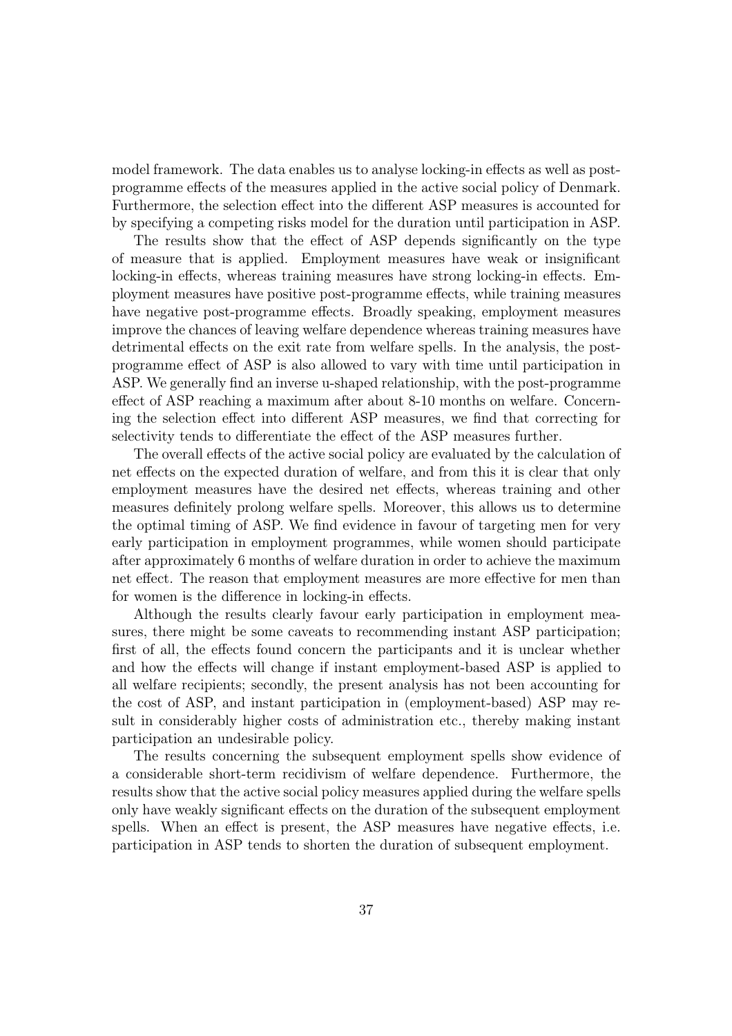model framework. The data enables us to analyse locking-in effects as well as post-programme effects of the measures applied in the active social policy of Denmark. Furthermore, the selection effect into the different ASP measures is accounted for by specifying a competing risks model for the duration until participation in ASP.

The results show that the effect of ASP depends significantly on the type of measure that is applied. Employment measures have weak or insignificant locking-in effects, whereas training measures have strong locking-in effects. Employment measures have positive post-programme effects, while training measures have negative post-programme effects. Broadly speaking, employment measures improve the chances of leaving welfare dependence whereas training measures have detrimental effects on the exit rate from welfare spells. In the analysis, the post-programme effect of ASP is also allowed to vary with time until participation in ASP. We generally find an inverse u-shaped relationship, with the post-programme effect of ASP reaching a maximum after about 8-10 months on welfare. Concerning the selection effect into different ASP measures, we find that correcting for selectivity tends to differentiate the effect of the ASP measures further.

The overall effects of the active social policy are evaluated by the calculation of net effects on the expected duration of welfare, and from this it is clear that only employment measures have the desired net effects, whereas training and other measures definitely prolong welfare spells. Moreover, this allows us to determine the optimal timing of ASP. We find evidence in favour of targeting men for very early participation in employment programmes, while women should participate after approximately 6 months of welfare duration in order to achieve the maximum net effect. The reason that employment measures are more effective for men than for women is the difference in locking-in effects.

Although the results clearly favour early participation in employment measures, there might be some caveats to recommending instant ASP participation; first of all, the effects found concern the participants and it is unclear whether and how the effects will change if instant employment-based ASP is applied to all welfare recipients; secondly, the present analysis has not been accounting for the cost of ASP, and instant participation in (employment-based) ASP may result in considerably higher costs of administration etc., thereby making instant participation an undesirable policy.

The results concerning the subsequent employment spells show evidence of a considerable short-term recidivism of welfare dependence. Furthermore, the results show that the active social policy measures applied during the welfare spells only have weakly significant effects on the duration of the subsequent employment spells. When an effect is present, the ASP measures have negative effects, i.e. participation in ASP tends to shorten the duration of subsequent employment.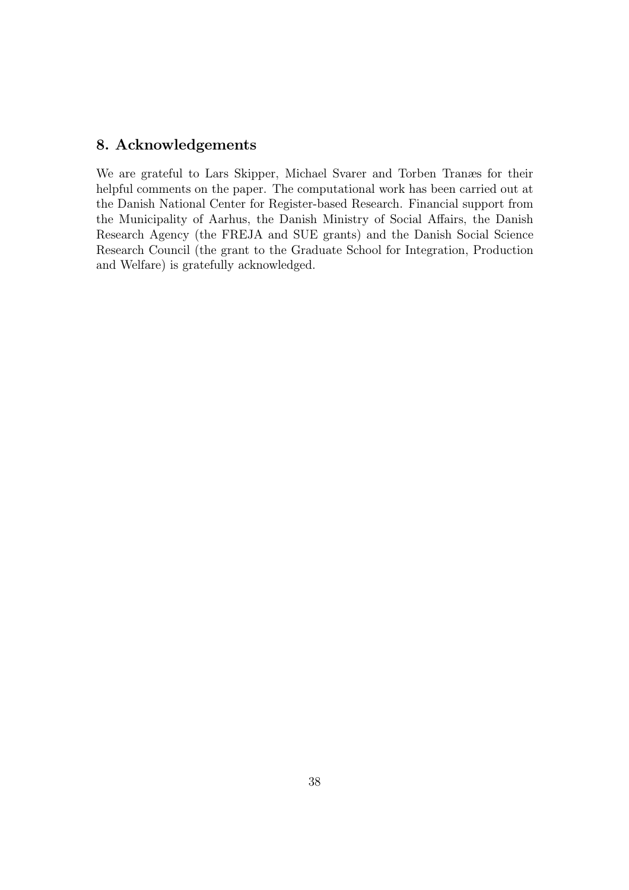## 8. Acknowledgements

We are grateful to Lars Skipper, Michael Svarer and Torben Tranæs for their helpful comments on the paper. The computational work has been carried out at the Danish National Center for Register-based Research. Financial support from the Municipality of Aarhus, the Danish Ministry of Social Affairs, the Danish Research Agency (the FREJA and SUE grants) and the Danish Social Science Research Council (the grant to the Graduate School for Integration, Production and Welfare) is gratefully acknowledged.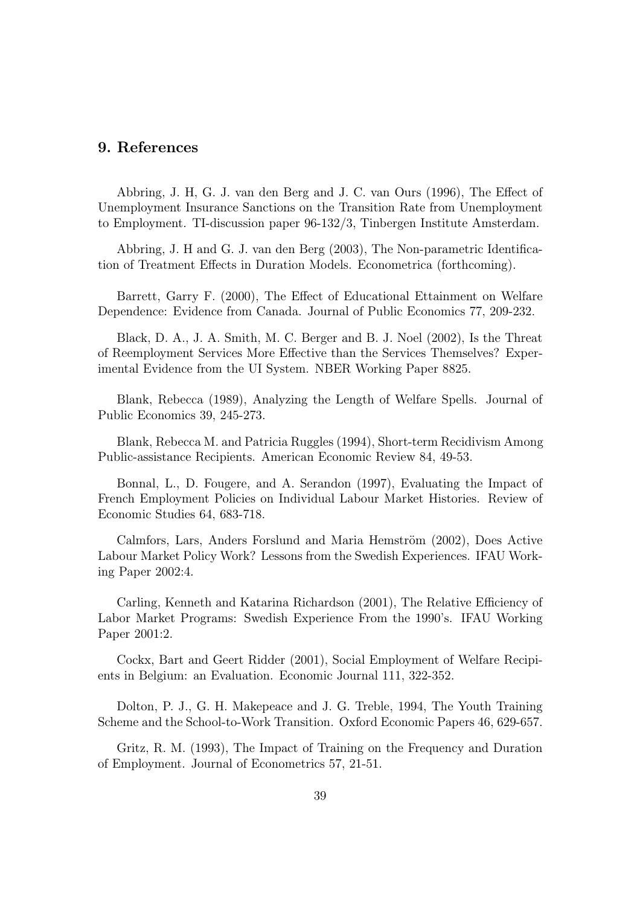## 9. References

Abbring, J. H, G. J. van den Berg and J. C. van Ours (1996), The Effect of Unemployment Insurance Sanctions on the Transition Rate from Unemployment to Employment. TI-discussion paper 96-132/3, Tinbergen Institute Amsterdam.

Abbring, J. H and G. J. van den Berg (2003), The Non-parametric Identification of Treatment Effects in Duration Models. Econometrica (forthcoming).

Barrett, Garry F. (2000), The Effect of Educational Ettainment on Welfare Dependence: Evidence from Canada. Journal of Public Economics 77, 209-232.

Black, D. A., J. A. Smith, M. C. Berger and B. J. Noel (2002), Is the Threat of Reemployment Services More Effective than the Services Themselves? Experimental Evidence from the UI System. NBER Working Paper 8825.

Blank, Rebecca (1989), Analyzing the Length of Welfare Spells. Journal of Public Economics 39, 245-273.

Blank, Rebecca M. and Patricia Ruggles (1994), Short-term Recidivism Among Public-assistance Recipients. American Economic Review 84, 49-53.

Bonnal, L., D. Fougere, and A. Serandon (1997), Evaluating the Impact of French Employment Policies on Individual Labour Market Histories. Review of Economic Studies 64, 683-718.

Calmfors, Lars, Anders Forslund and Maria Hemström (2002), Does Active Labour Market Policy Work? Lessons from the Swedish Experiences. IFAU Working Paper 2002:4.

Carling, Kenneth and Katarina Richardson (2001), The Relative Efficiency of Labor Market Programs: Swedish Experience From the 1990's. IFAU Working Paper 2001:2.

Cockx, Bart and Geert Ridder (2001), Social Employment of Welfare Recipients in Belgium: an Evaluation. Economic Journal 111, 322-352.

Dolton, P. J., G. H. Makepeace and J. G. Treble, 1994, The Youth Training Scheme and the School-to-Work Transition. Oxford Economic Papers 46, 629-657.

Gritz, R. M. (1993), The Impact of Training on the Frequency and Duration of Employment. Journal of Econometrics 57, 21-51.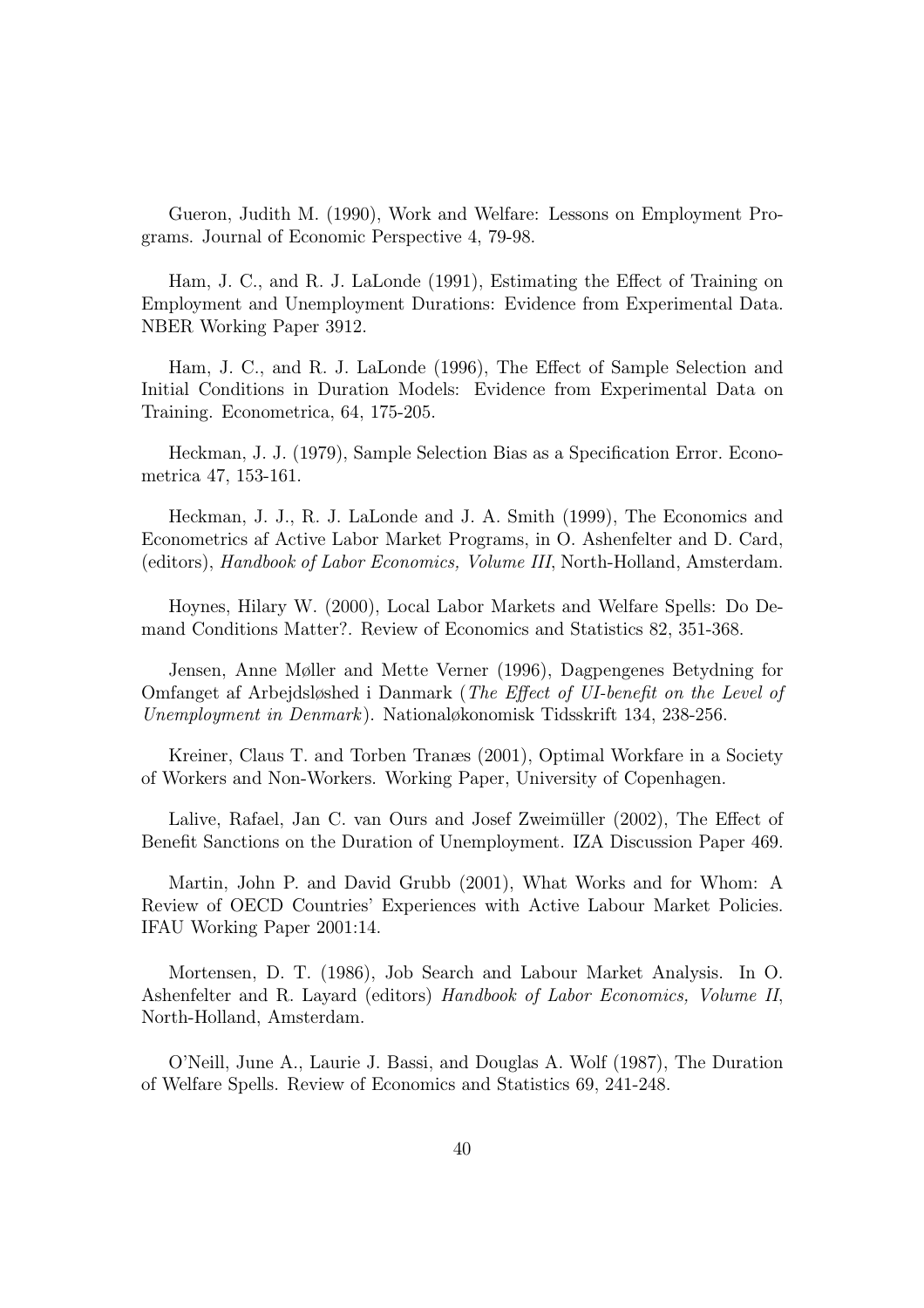Gueron, Judith M. (1990), Work and Welfare: Lessons on Employment Programs. Journal of Economic Perspective 4, 79-98.

Ham, J. C., and R. J. LaLonde (1991), Estimating the Effect of Training on Employment and Unemployment Durations: Evidence from Experimental Data. NBER Working Paper 3912.

Ham, J. C., and R. J. LaLonde (1996), The Effect of Sample Selection and Initial Conditions in Duration Models: Evidence from Experimental Data on Training. Econometrica, 64, 175-205.

Heckman, J. J. (1979), Sample Selection Bias as a Specification Error. Econometrica 47, 153-161.

Heckman, J. J., R. J. LaLonde and J. A. Smith (1999), The Economics and Econometrics af Active Labor Market Programs, in O. Ashenfelter and D. Card, (editors), *Handbook of Labor Economics, Volume III*, North-Holland, Amsterdam.

Hoynes, Hilary W. (2000), Local Labor Markets and Welfare Spells: Do Demand Conditions Matter?. Review of Economics and Statistics 82, 351-368.

Jensen, Anne Møller and Mette Verner (1996), Dagpengenes Betydning for Omfanget af Arbejdsløshed i Danmark (*The Effect of UI-benefit on the Level of Unemployment in Denmark*). Nationaløkonomisk Tidsskrift 134, 238-256.

Kreiner, Claus T. and Torben Tranæs (2001), Optimal Workfare in a Society of Workers and Non-Workers. Working Paper, University of Copenhagen.

Lalive, Rafael, Jan C. van Ours and Josef Zweimüller (2002), The Effect of Benefit Sanctions on the Duration of Unemployment. IZA Discussion Paper 469.

Martin, John P. and David Grubb (2001), What Works and for Whom: A Review of OECD Countries' Experiences with Active Labour Market Policies. IFAU Working Paper 2001:14.

Mortensen, D. T. (1986), Job Search and Labour Market Analysis. In O. Ashenfelter and R. Layard (editors) *Handbook of Labor Economics, Volume II*, North-Holland, Amsterdam.

O'Neill, June A., Laurie J. Bassi, and Douglas A. Wolf (1987), The Duration of Welfare Spells. Review of Economics and Statistics 69, 241-248.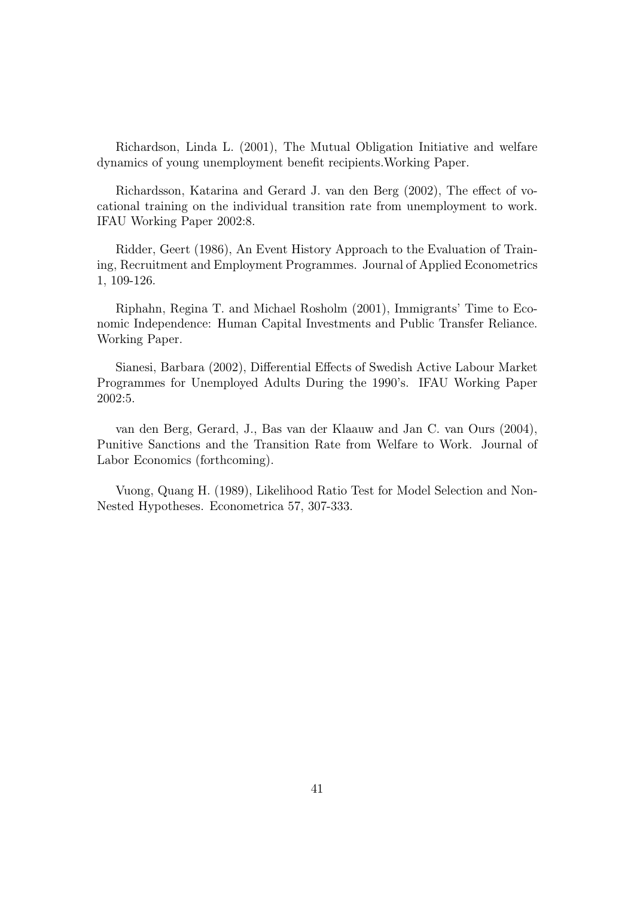Richardson, Linda L. (2001), The Mutual Obligation Initiative and welfare dynamics of young unemployment benefit recipients.Working Paper.

Richardsson, Katarina and Gerard J. van den Berg (2002), The effect of vocational training on the individual transition rate from unemployment to work. IFAU Working Paper 2002:8.

Ridder, Geert (1986), An Event History Approach to the Evaluation of Training, Recruitment and Employment Programmes. Journal of Applied Econometrics 1, 109-126.

Riphahn, Regina T. and Michael Rosholm (2001), Immigrants' Time to Economic Independence: Human Capital Investments and Public Transfer Reliance. Working Paper.

Sianesi, Barbara (2002), Differential Effects of Swedish Active Labour Market Programmes for Unemployed Adults During the 1990's. IFAU Working Paper 2002:5.

van den Berg, Gerard, J., Bas van der Klaauw and Jan C. van Ours (2004), Punitive Sanctions and the Transition Rate from Welfare to Work. Journal of Labor Economics (forthcoming).

Vuong, Quang H. (1989), Likelihood Ratio Test for Model Selection and Non-Nested Hypotheses. Econometrica 57, 307-333.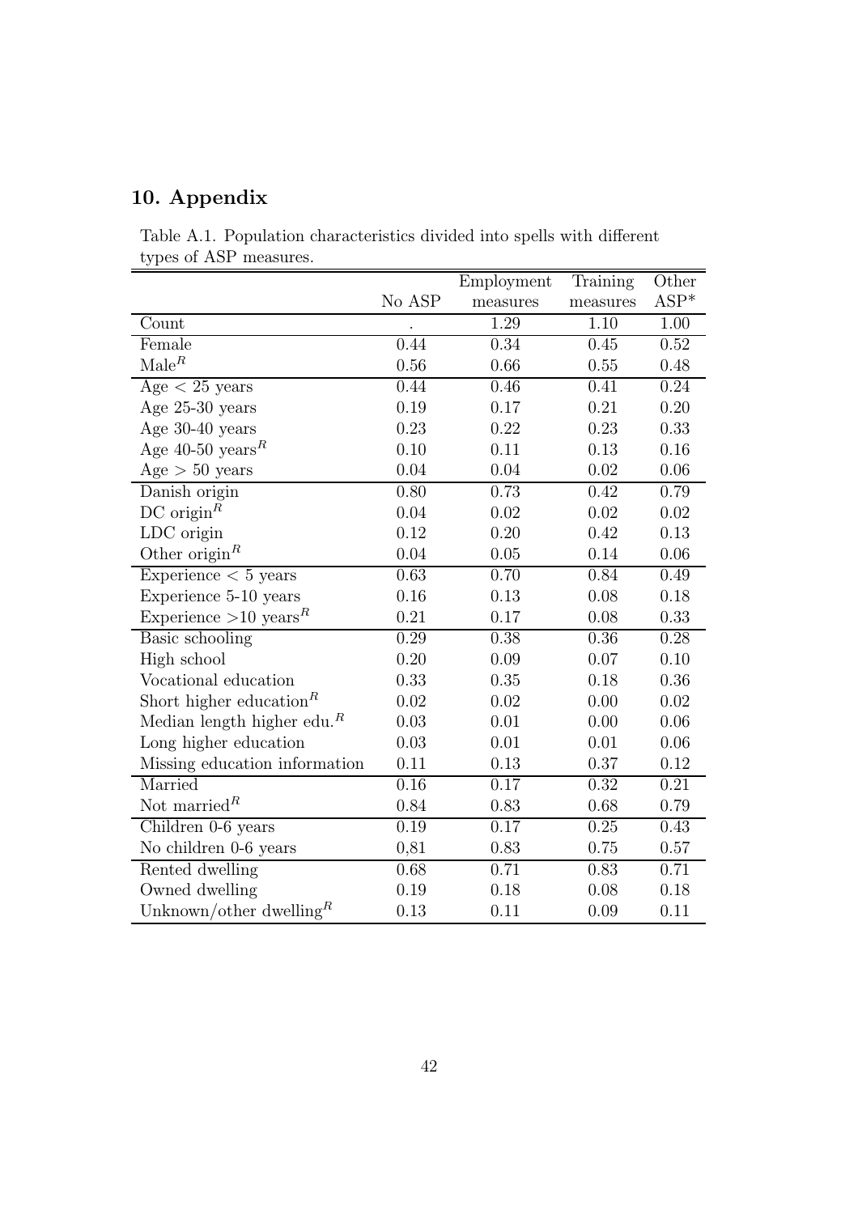## 10. Appendix

Table A.1. Population characteristics divided into spells with different types of ASP measures.

| | No ASP | Employment measures | Training measures | Other ASP* |
|---|---|---|---|---|
| Count | . | 1.29 | 1.10 | 1.00 |
| Female | 0.44 | 0.34 | 0.45 | 0.52 |
| Male$^R$ | 0.56 | 0.66 | 0.55 | 0.48 |
| Age $<$ 25 years | 0.44 | 0.46 | 0.41 | 0.24 |
| Age 25-30 years | 0.19 | 0.17 | 0.21 | 0.20 |
| Age 30-40 years | 0.23 | 0.22 | 0.23 | 0.33 |
| Age 40-50 years$^R$ | 0.10 | 0.11 | 0.13 | 0.16 |
| Age $>$ 50 years | 0.04 | 0.04 | 0.02 | 0.06 |
| Danish origin | 0.80 | 0.73 | 0.42 | 0.79 |
| DC origin$^R$ | 0.04 | 0.02 | 0.02 | 0.02 |
| LDC origin | 0.12 | 0.20 | 0.42 | 0.13 |
| Other origin$^R$ | 0.04 | 0.05 | 0.14 | 0.06 |
| Experience $<$ 5 years | 0.63 | 0.70 | 0.84 | 0.49 |
| Experience 5-10 years | 0.16 | 0.13 | 0.08 | 0.18 |
| Experience $>$10 years$^R$ | 0.21 | 0.17 | 0.08 | 0.33 |
| Basic schooling | 0.29 | 0.38 | 0.36 | 0.28 |
| High school | 0.20 | 0.09 | 0.07 | 0.10 |
| Vocational education | 0.33 | 0.35 | 0.18 | 0.36 |
| Short higher education$^R$ | 0.02 | 0.02 | 0.00 | 0.02 |
| Median length higher edu.$^R$ | 0.03 | 0.01 | 0.00 | 0.06 |
| Long higher education | 0.03 | 0.01 | 0.01 | 0.06 |
| Missing education information | 0.11 | 0.13 | 0.37 | 0.12 |
| Married | 0.16 | 0.17 | 0.32 | 0.21 |
| Not married$^R$ | 0.84 | 0.83 | 0.68 | 0.79 |
| Children 0-6 years | 0.19 | 0.17 | 0.25 | 0.43 |
| No children 0-6 years | 0,81 | 0.83 | 0.75 | 0.57 |
| Rented dwelling | 0.68 | 0.71 | 0.83 | 0.71 |
| Owned dwelling | 0.19 | 0.18 | 0.08 | 0.18 |
| Unknown/other dwelling$^R$ | 0.13 | 0.11 | 0.09 | 0.11 |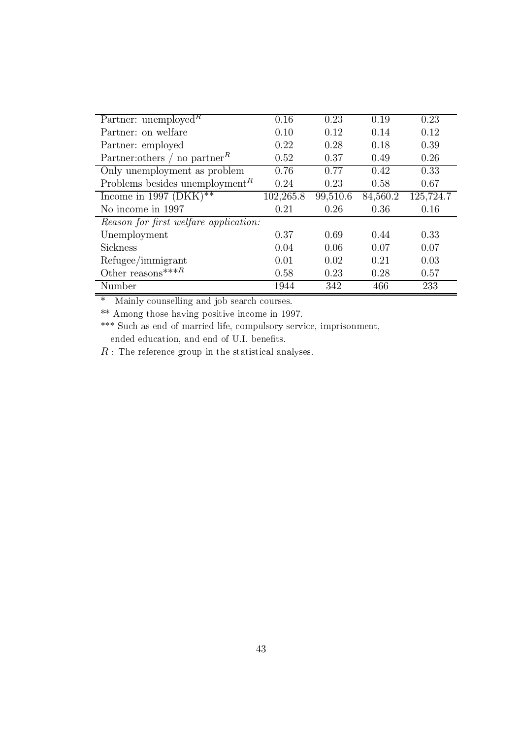| | | | | |
|---|---|---|---|---|
| Partner: unemployed$^R$ | 0.16 | 0.23 | 0.19 | 0.23 |
| Partner: on welfare | 0.10 | 0.12 | 0.14 | 0.12 |
| Partner: employed | 0.22 | 0.28 | 0.18 | 0.39 |
| Partner:others / no partner$^R$ | 0.52 | 0.37 | 0.49 | 0.26 |
| Only unemployment as problem | 0.76 | 0.77 | 0.42 | 0.33 |
| Problems besides unemployment$^R$ | 0.24 | 0.23 | 0.58 | 0.67 |
| Income in 1997 (DKK)** | 102,265.8 | 99,510.6 | 84,560.2 | 125,724.7 |
| No income in 1997 | 0.21 | 0.26 | 0.36 | 0.16 |
| *Reason for first welfare application:* | | | | |
| Unemployment | 0.37 | 0.69 | 0.44 | 0.33 |
| Sickness | 0.04 | 0.06 | 0.07 | 0.07 |
| Refugee/immigrant | 0.01 | 0.02 | 0.21 | 0.03 |
| Other reasons***$^R$ | 0.58 | 0.23 | 0.28 | 0.57 |
| Number | 1944 | 342 | 466 | 233 |

* Mainly counselling and job search courses.

** Among those having positive income in 1997.

*** Such as end of married life, compulsory service, imprisonment, ended education, and end of U.I. benefits.

$R$ : The reference group in the statistical analyses.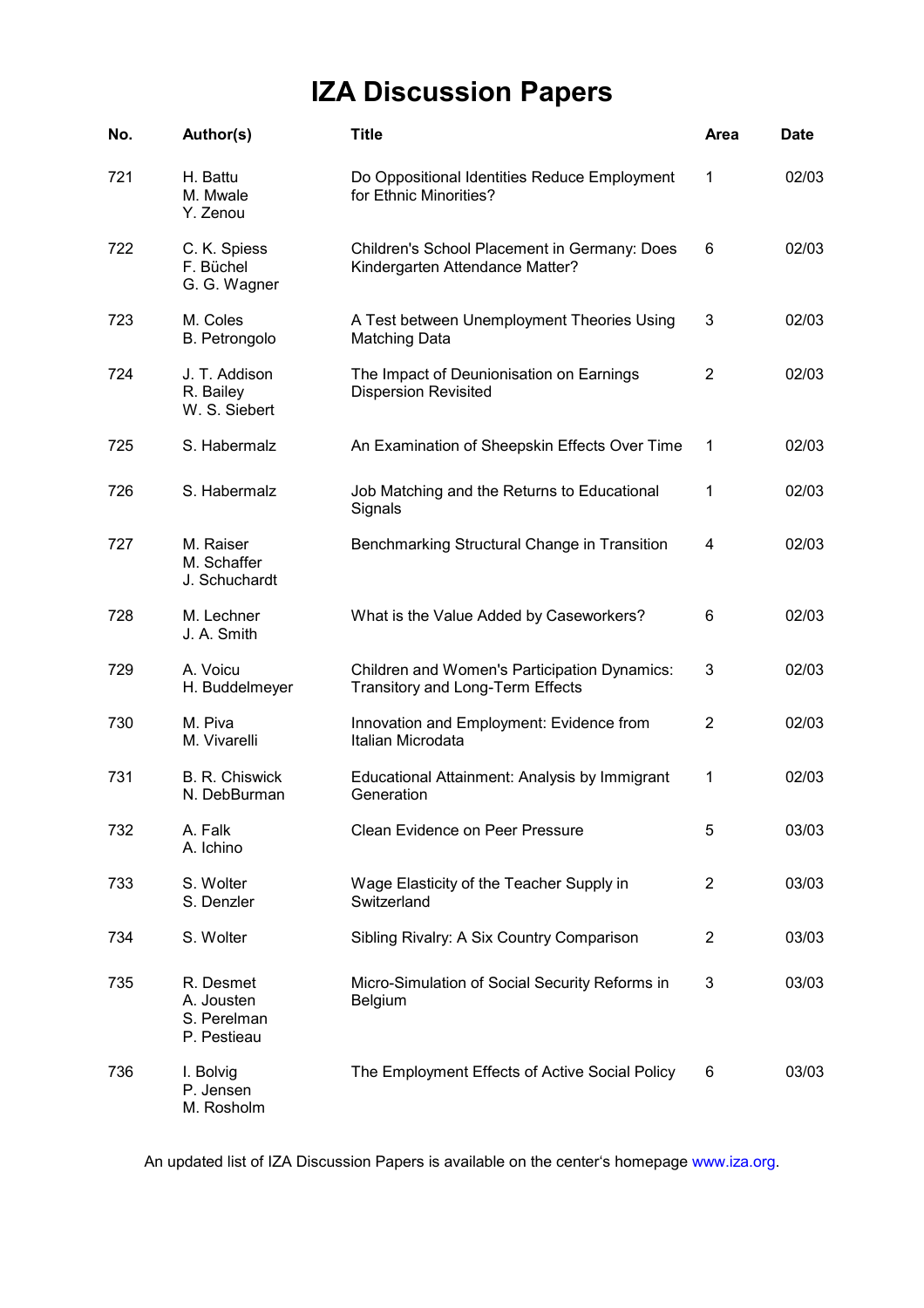# IZA Discussion Papers

| No. | Author(s) | Title | Area | Date |
|---|---|---|---|---|
| 721 | H. Battu<br>M. Mwale<br>Y. Zenou | Do Oppositional Identities Reduce Employment for Ethnic Minorities? | 1 | 02/03 |
| 722 | C. K. Spiess<br>F. Büchel<br>G. G. Wagner | Children's School Placement in Germany: Does Kindergarten Attendance Matter? | 6 | 02/03 |
| 723 | M. Coles<br>B. Petrongolo | A Test between Unemployment Theories Using Matching Data | 3 | 02/03 |
| 724 | J. T. Addison<br>R. Bailey<br>W. S. Siebert | The Impact of Deunionisation on Earnings Dispersion Revisited | 2 | 02/03 |
| 725 | S. Habermalz | An Examination of Sheepskin Effects Over Time | 1 | 02/03 |
| 726 | S. Habermalz | Job Matching and the Returns to Educational Signals | 1 | 02/03 |
| 727 | M. Raiser<br>M. Schaffer<br>J. Schuchardt | Benchmarking Structural Change in Transition | 4 | 02/03 |
| 728 | M. Lechner<br>J. A. Smith | What is the Value Added by Caseworkers? | 6 | 02/03 |
| 729 | A. Voicu<br>H. Buddelmeyer | Children and Women's Participation Dynamics: Transitory and Long-Term Effects | 3 | 02/03 |
| 730 | M. Piva<br>M. Vivarelli | Innovation and Employment: Evidence from Italian Microdata | 2 | 02/03 |
| 731 | B. R. Chiswick<br>N. DebBurman | Educational Attainment: Analysis by Immigrant Generation | 1 | 02/03 |
| 732 | A. Falk<br>A. Ichino | Clean Evidence on Peer Pressure | 5 | 03/03 |
| 733 | S. Wolter<br>S. Denzler | Wage Elasticity of the Teacher Supply in Switzerland | 2 | 03/03 |
| 734 | S. Wolter | Sibling Rivalry: A Six Country Comparison | 2 | 03/03 |
| 735 | R. Desmet<br>A. Jousten<br>S. Perelman<br>P. Pestieau | Micro-Simulation of Social Security Reforms in Belgium | 3 | 03/03 |
| 736 | I. Bolvig<br>P. Jensen<br>M. Rosholm | The Employment Effects of Active Social Policy | 6 | 03/03 |

An updated list of IZA Discussion Papers is available on the center's homepage www.iza.org.